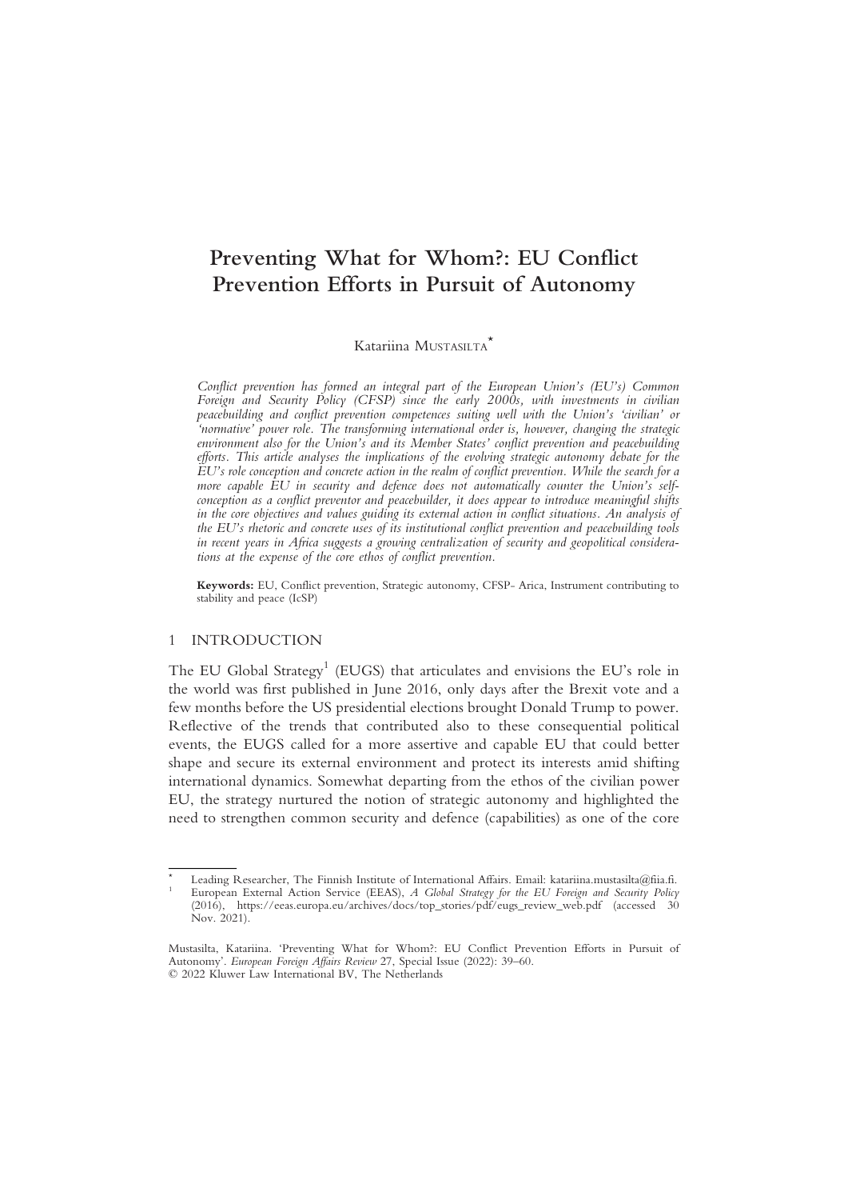# Preventing What for Whom?: EU Conflict Prevention Efforts in Pursuit of Autonomy

Katariina MUSTASILTA[*]

*Conflict prevention has formed an integral part of the European Union's (EU's) Common Foreign and Security Policy (CFSP) since the early 2000s, with investments in civilian peacebuilding and conflict prevention competences suiting well with the Union's 'civilian' or 'normative' power role. The transforming international order is, however, changing the strategic environment also for the Union's and its Member States' conflict prevention and peacebuilding efforts. This article analyses the implications of the evolving strategic autonomy debate for the EU's role conception and concrete action in the realm of conflict prevention. While the search for a more capable EU in security and defence does not automatically counter the Union's self-conception as a conflict preventor and peacebuilder, it does appear to introduce meaningful shifts in the core objectives and values guiding its external action in conflict situations. An analysis of the EU's rhetoric and concrete uses of its institutional conflict prevention and peacebuilding tools in recent years in Africa suggests a growing centralization of security and geopolitical considerations at the expense of the core ethos of conflict prevention.*

**Keywords:** EU, Conflict prevention, Strategic autonomy, CFSP- Arica, Instrument contributing to stability and peace (IcSP)

## 1 INTRODUCTION

The EU Global Strategy[1] (EUGS) that articulates and envisions the EU's role in the world was first published in June 2016, only days after the Brexit vote and a few months before the US presidential elections brought Donald Trump to power. Reflective of the trends that contributed also to these consequential political events, the EUGS called for a more assertive and capable EU that could better shape and secure its external environment and protect its interests amid shifting international dynamics. Somewhat departing from the ethos of the civilian power EU, the strategy nurtured the notion of strategic autonomy and highlighted the need to strengthen common security and defence (capabilities) as one of the core

---

[*] Leading Researcher, The Finnish Institute of International Affairs. Email: katariina.mustasilta@fiia.fi.

[1] European External Action Service (EEAS), *A Global Strategy for the EU Foreign and Security Policy* (2016), https://eeas.europa.eu/archives/docs/top_stories/pdf/eugs_review_web.pdf (accessed 30 Nov. 2021).

Mustasilta, Katariina. 'Preventing What for Whom?: EU Conflict Prevention Efforts in Pursuit of Autonomy'. *European Foreign Affairs Review* 27, Special Issue (2022): 39–60.
© 2022 Kluwer Law International BV, The Netherlands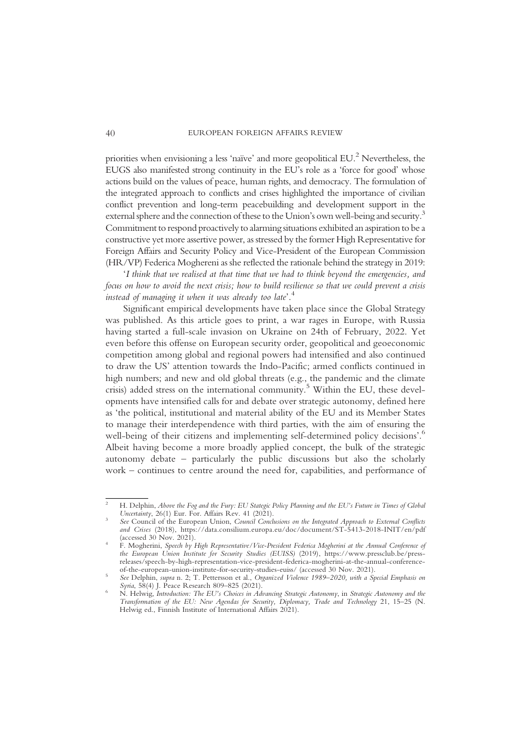priorities when envisioning a less 'naïve' and more geopolitical EU.[2] Nevertheless, the EUGS also manifested strong continuity in the EU's role as a 'force for good' whose actions build on the values of peace, human rights, and democracy. The formulation of the integrated approach to conflicts and crises highlighted the importance of civilian conflict prevention and long-term peacebuilding and development support in the external sphere and the connection of these to the Union's own well-being and security.[3] Commitment to respond proactively to alarming situations exhibited an aspiration to be a constructive yet more assertive power, as stressed by the former High Representative for Foreign Affairs and Security Policy and Vice-President of the European Commission (HR/VP) Federica Mogphereni as she reflected the rationale behind the strategy in 2019:

'*I think that we realised at that time that we had to think beyond the emergencies, and focus on how to avoid the next crisis; how to build resilience so that we could prevent a crisis instead of managing it when it was already too late*'.[4]

Significant empirical developments have taken place since the Global Strategy was published. As this article goes to print, a war rages in Europe, with Russia having started a full-scale invasion on Ukraine on 24th of February, 2022. Yet even before this offense on European security order, geopolitical and geoeconomic competition among global and regional powers had intensified and also continued to draw the US' attention towards the Indo-Pacific; armed conflicts continued in high numbers; and new and old global threats (e.g., the pandemic and the climate crisis) added stress on the international community.[5] Within the EU, these developments have intensified calls for and debate over strategic autonomy, defined here as 'the political, institutional and material ability of the EU and its Member States to manage their interdependence with third parties, with the aim of ensuring the well-being of their citizens and implementing self-determined policy decisions'.[6] Albeit having become a more broadly applied concept, the bulk of the strategic autonomy debate – particularly the public discussions but also the scholarly work – continues to centre around the need for, capabilities, and performance of

---

[2] H. Delphin, *Above the Fog and the Fury: EU Stategic Policy Planning and the EU's Future in Times of Global Uncertainty*, 26(1) Eur. For. Affairs Rev. 41 (2021).

[3] *See* Council of the European Union, *Council Conclusions on the Integrated Approach to External Conflicts and Crises* (2018), https://data.consilium.europa.eu/doc/document/ST-5413-2018-INIT/en/pdf (accessed 30 Nov. 2021).

[4] F. Mogherini, *Speech by High Representative/Vice-President Federica Mogherini at the Annual Conference of the European Union Institute for Security Studies (EUISS)* (2019), https://www.pressclub.be/press-releases/speech-by-high-representation-vice-president-federica-mogherini-at-the-annual-conference-of-the-european-union-institute-for-security-studies-euiss/ (accessed 30 Nov. 2021).

[5] *See* Delphin, *supra* n. 2; T. Pettersson et al., *Organized Violence 1989–2020, with a Special Emphasis on Syria*, 58(4) J. Peace Research 809–825 (2021).

[6] N. Helwig, *Introduction: The EU's Choices in Advancing Strategic Autonomy*, in *Strategic Autonomy and the Transformation of the EU: New Agendas for Security, Diplomacy, Trade and Technology* 21, 15–25 (N. Helwig ed., Finnish Institute of International Affairs 2021).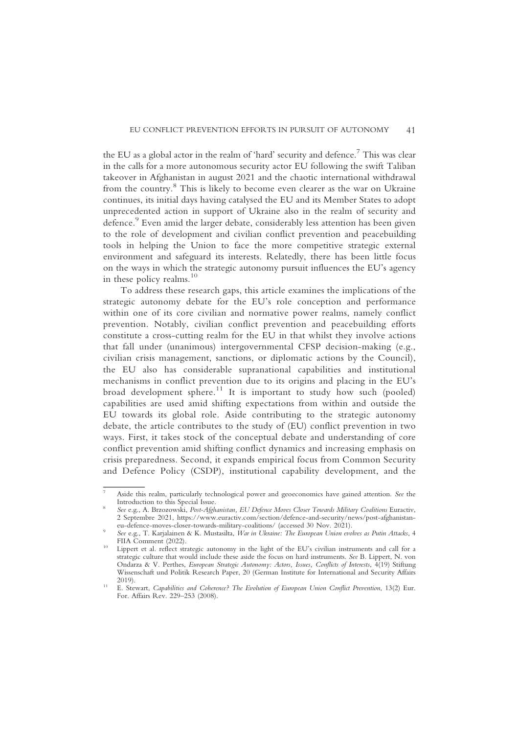the EU as a global actor in the realm of 'hard' security and defence.[7] This was clear in the calls for a more autonomous security actor EU following the swift Taliban takeover in Afghanistan in august 2021 and the chaotic international withdrawal from the country.[8] This is likely to become even clearer as the war on Ukraine continues, its initial days having catalysed the EU and its Member States to adopt unprecedented action in support of Ukraine also in the realm of security and defence.[9] Even amid the larger debate, considerably less attention has been given to the role of development and civilian conflict prevention and peacebuilding tools in helping the Union to face the more competitive strategic external environment and safeguard its interests. Relatedly, there has been little focus on the ways in which the strategic autonomy pursuit influences the EU's agency in these policy realms.[10]

To address these research gaps, this article examines the implications of the strategic autonomy debate for the EU's role conception and performance within one of its core civilian and normative power realms, namely conflict prevention. Notably, civilian conflict prevention and peacebuilding efforts constitute a cross-cutting realm for the EU in that whilst they involve actions that fall under (unanimous) intergovernmental CFSP decision-making (e.g., civilian crisis management, sanctions, or diplomatic actions by the Council), the EU also has considerable supranational capabilities and institutional mechanisms in conflict prevention due to its origins and placing in the EU's broad development sphere.[11] It is important to study how such (pooled) capabilities are used amid shifting expectations from within and outside the EU towards its global role. Aside contributing to the strategic autonomy debate, the article contributes to the study of (EU) conflict prevention in two ways. First, it takes stock of the conceptual debate and understanding of core conflict prevention amid shifting conflict dynamics and increasing emphasis on crisis preparedness. Second, it expands empirical focus from Common Security and Defence Policy (CSDP), institutional capability development, and the

---

[7] Aside this realm, particularly technological power and geoeconomics have gained attention. *See* the Introduction to this Special Issue.

[8] *See* e.g., A. Brzozowski, *Post-Afghanistan, EU Defence Moves Closer Towards Military Coalitions* Euractiv, 2 Septembre 2021, https://www.euractiv.com/section/defence-and-security/news/post-afghanistan-eu-defence-moves-closer-towards-military-coalitions/ (accessed 30 Nov. 2021).

[9] *See* e.g., T. Karjalainen & K. Mustasilta, *War in Ukraine: The European Union evolves as Putin Attacks*, 4 FIIA Comment (2022).

[10] Lippert et al. reflect strategic autonomy in the light of the EU's civilian instruments and call for a strategic culture that would include these aside the focus on hard instruments. *See* B. Lippert, N. von Ondarza & V. Perthes, *European Strategic Autonomy: Actors, Issues, Conflicts of Interests*, 4(19) Stiftung Wissenschaft und Politik Research Paper, 20 (German Institute for International and Security Affairs 2019).

[11] E. Stewart, *Capabilities and Coherence? The Evolution of European Union Conflict Prevention*, 13(2) Eur. For. Affairs Rev. 229–253 (2008).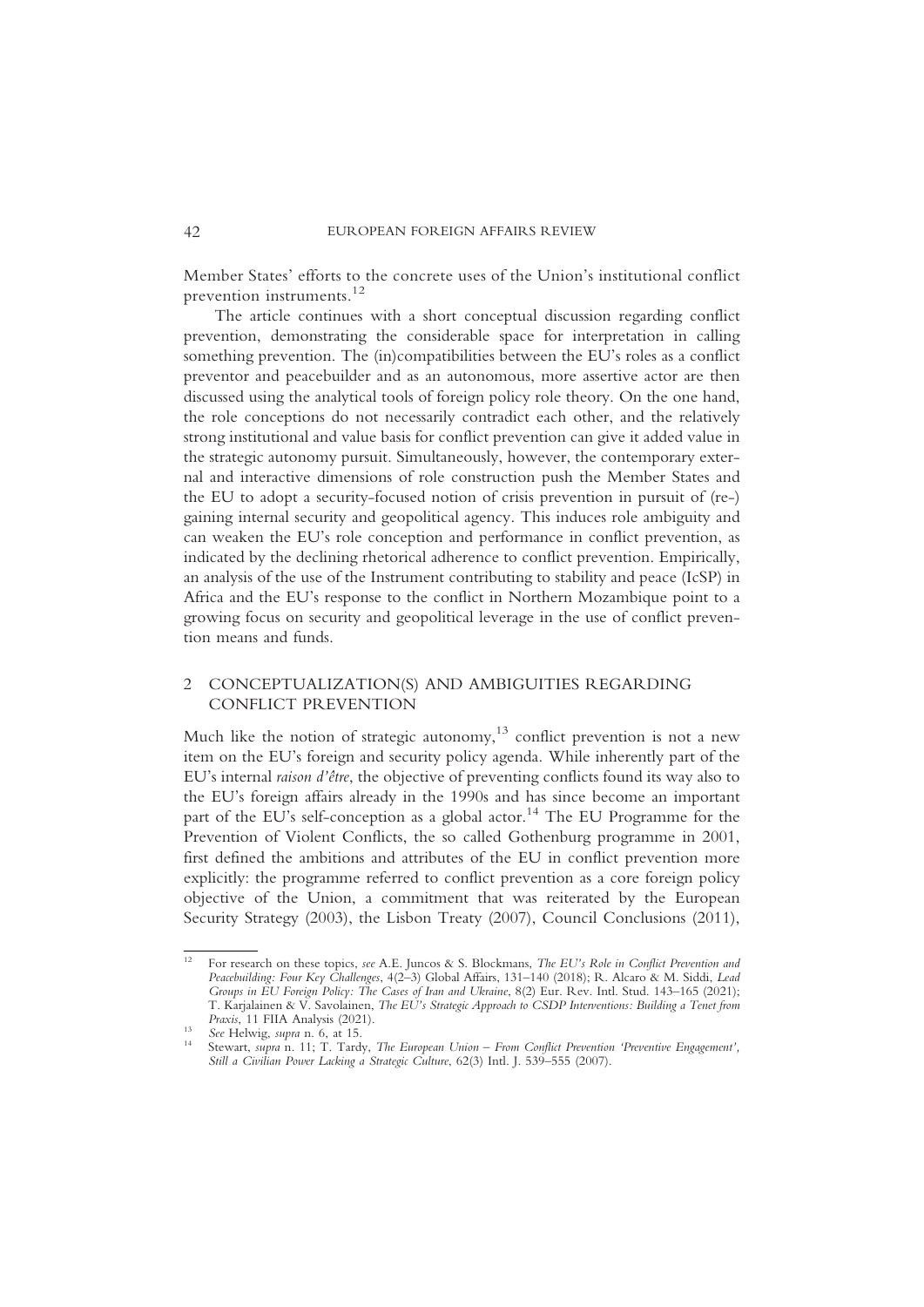Member States' efforts to the concrete uses of the Union's institutional conflict prevention instruments.[12]

The article continues with a short conceptual discussion regarding conflict prevention, demonstrating the considerable space for interpretation in calling something prevention. The (in)compatibilities between the EU's roles as a conflict preventor and peacebuilder and as an autonomous, more assertive actor are then discussed using the analytical tools of foreign policy role theory. On the one hand, the role conceptions do not necessarily contradict each other, and the relatively strong institutional and value basis for conflict prevention can give it added value in the strategic autonomy pursuit. Simultaneously, however, the contemporary external and interactive dimensions of role construction push the Member States and the EU to adopt a security-focused notion of crisis prevention in pursuit of (re-) gaining internal security and geopolitical agency. This induces role ambiguity and can weaken the EU's role conception and performance in conflict prevention, as indicated by the declining rhetorical adherence to conflict prevention. Empirically, an analysis of the use of the Instrument contributing to stability and peace (IcSP) in Africa and the EU's response to the conflict in Northern Mozambique point to a growing focus on security and geopolitical leverage in the use of conflict prevention means and funds.

## 2 CONCEPTUALIZATION(S) AND AMBIGUITIES REGARDING CONFLICT PREVENTION

Much like the notion of strategic autonomy,[13] conflict prevention is not a new item on the EU's foreign and security policy agenda. While inherently part of the EU's internal *raison d'être*, the objective of preventing conflicts found its way also to the EU's foreign affairs already in the 1990s and has since become an important part of the EU's self-conception as a global actor.[14] The EU Programme for the Prevention of Violent Conflicts, the so called Gothenburg programme in 2001, first defined the ambitions and attributes of the EU in conflict prevention more explicitly: the programme referred to conflict prevention as a core foreign policy objective of the Union, a commitment that was reiterated by the European Security Strategy (2003), the Lisbon Treaty (2007), Council Conclusions (2011),

---

[12] For research on these topics, *see* A.E. Juncos & S. Blockmans, *The EU's Role in Conflict Prevention and Peacebuilding: Four Key Challenges*, 4(2–3) Global Affairs, 131–140 (2018); R. Alcaro & M. Siddi, *Lead Groups in EU Foreign Policy: The Cases of Iran and Ukraine*, 8(2) Eur. Rev. Intl. Stud. 143–165 (2021); T. Karjalainen & V. Savolainen, *The EU's Strategic Approach to CSDP Interventions: Building a Tenet from Praxis*, 11 FIIA Analysis (2021).

[13] *See* Helwig, *supra* n. 6, at 15.

[14] Stewart, *supra* n. 11; T. Tardy, *The European Union – From Conflict Prevention 'Preventive Engagement', Still a Civilian Power Lacking a Strategic Culture*, 62(3) Intl. J. 539–555 (2007).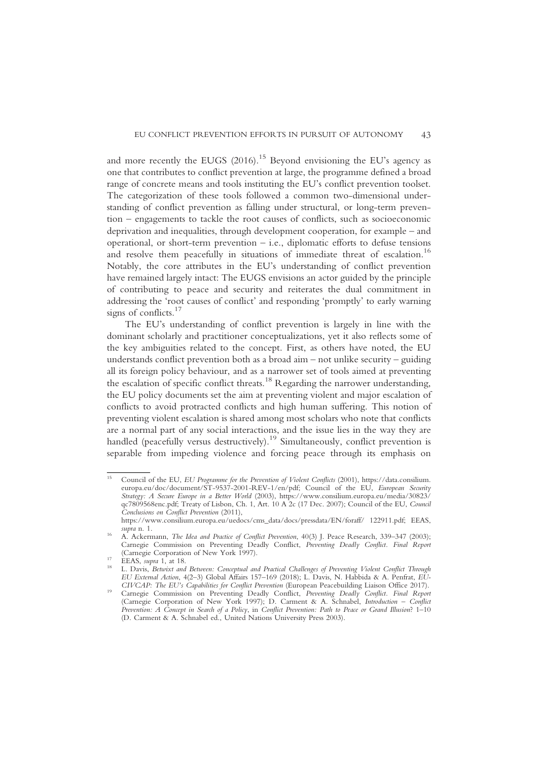and more recently the EUGS (2016).[15] Beyond envisioning the EU's agency as one that contributes to conflict prevention at large, the programme defined a broad range of concrete means and tools instituting the EU's conflict prevention toolset. The categorization of these tools followed a common two-dimensional understanding of conflict prevention as falling under structural, or long-term prevention – engagements to tackle the root causes of conflicts, such as socioeconomic deprivation and inequalities, through development cooperation, for example – and operational, or short-term prevention – i.e., diplomatic efforts to defuse tensions and resolve them peacefully in situations of immediate threat of escalation.[16] Notably, the core attributes in the EU's understanding of conflict prevention have remained largely intact: The EUGS envisions an actor guided by the principle of contributing to peace and security and reiterates the dual commitment in addressing the 'root causes of conflict' and responding 'promptly' to early warning signs of conflicts.[17]

The EU's understanding of conflict prevention is largely in line with the dominant scholarly and practitioner conceptualizations, yet it also reflects some of the key ambiguities related to the concept. First, as others have noted, the EU understands conflict prevention both as a broad aim – not unlike security – guiding all its foreign policy behaviour, and as a narrower set of tools aimed at preventing the escalation of specific conflict threats.[18] Regarding the narrower understanding, the EU policy documents set the aim at preventing violent and major escalation of conflicts to avoid protracted conflicts and high human suffering. This notion of preventing violent escalation is shared among most scholars who note that conflicts are a normal part of any social interactions, and the issue lies in the way they are handled (peacefully versus destructively).[19] Simultaneously, conflict prevention is separable from impeding violence and forcing peace through its emphasis on

---

[15] Council of the EU, *EU Programme for the Prevention of Violent Conflicts* (2001), https://data.consilium.europa.eu/doc/document/ST-9537-2001-REV-1/en/pdf; Council of the EU, *European Security Strategy: A Secure Europe in a Better World* (2003), https://www.consilium.europa.eu/media/30823/qc7809568enc.pdf; Treaty of Lisbon, Ch. 1, Art. 10 A 2c (17 Dec. 2007); Council of the EU, *Council Conclusions on Conflict Prevention* (2011), https://www.consilium.europa.eu/uedocs/cms_data/docs/pressdata/EN/foraff/ 122911.pdf; EEAS, *supra* n. 1.

[16] A. Ackermann, *The Idea and Practice of Conflict Prevention*, 40(3) J. Peace Research, 339–347 (2003); Carnegie Commission on Preventing Deadly Conflict, *Preventing Deadly Conflict. Final Report* (Carnegie Corporation of New York 1997).

[17] EEAS, *supra* 1, at 18.

[18] L. Davis, *Betwixt and Between: Conceptual and Practical Challenges of Preventing Violent Conflict Through EU External Action*, 4(2–3) Global Affairs 157–169 (2018); L. Davis, N. Habbida & A. Penfrat, *EU-CIVCAP: The EU's Capabilities for Conflict Prevention* (European Peacebuilding Liaison Office 2017).

[19] Carnegie Commission on Preventing Deadly Conflict, *Preventing Deadly Conflict. Final Report* (Carnegie Corporation of New York 1997); D. Carment & A. Schnabel, *Introduction – Conflict Prevention: A Concept in Search of a Policy*, in *Conflict Prevention: Path to Peace or Grand Illusion*? 1–10 (D. Carment & A. Schnabel ed., United Nations University Press 2003).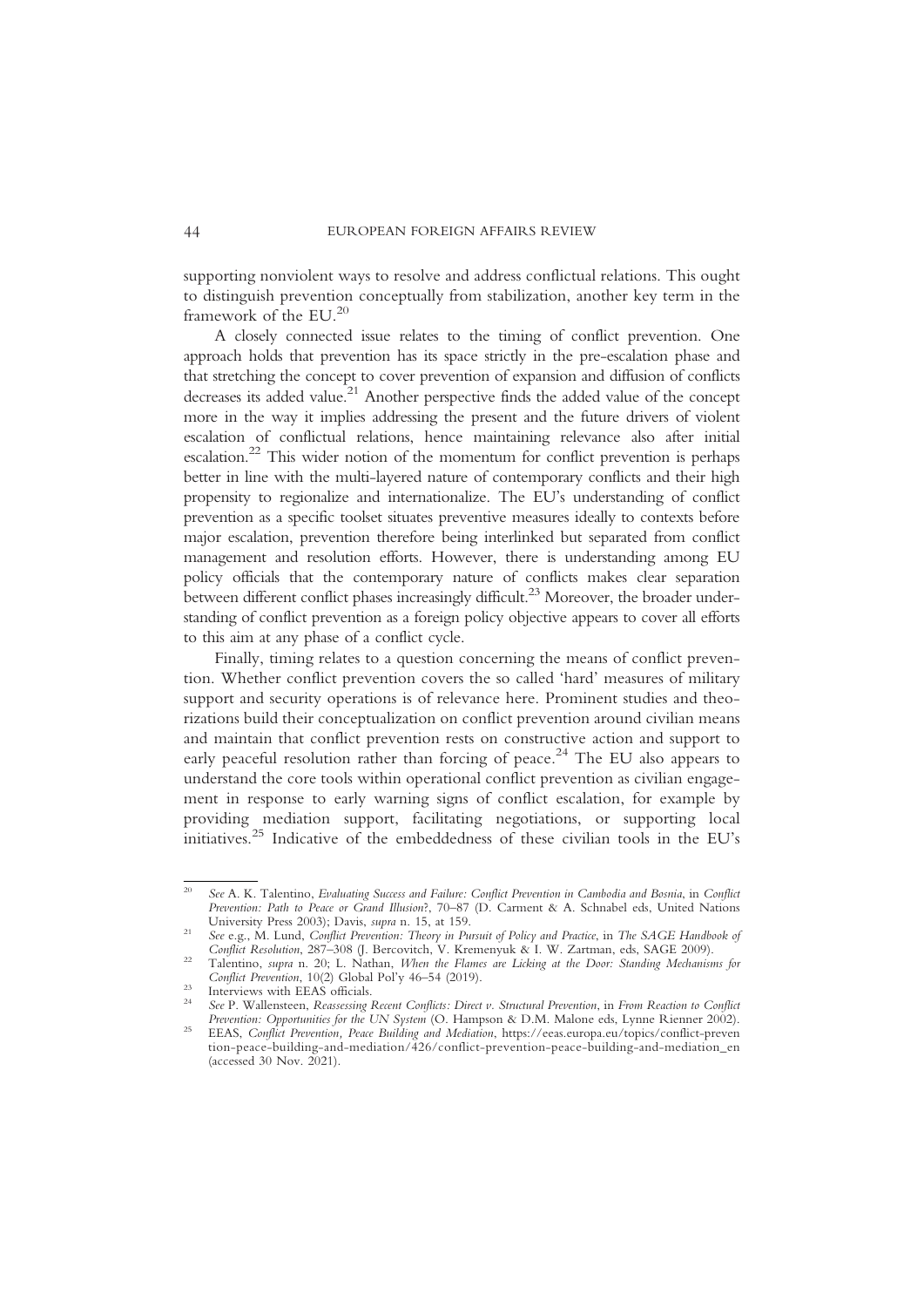supporting nonviolent ways to resolve and address conflictual relations. This ought to distinguish prevention conceptually from stabilization, another key term in the framework of the EU.[20]

A closely connected issue relates to the timing of conflict prevention. One approach holds that prevention has its space strictly in the pre-escalation phase and that stretching the concept to cover prevention of expansion and diffusion of conflicts decreases its added value.[21] Another perspective finds the added value of the concept more in the way it implies addressing the present and the future drivers of violent escalation of conflictual relations, hence maintaining relevance also after initial escalation.[22] This wider notion of the momentum for conflict prevention is perhaps better in line with the multi-layered nature of contemporary conflicts and their high propensity to regionalize and internationalize. The EU's understanding of conflict prevention as a specific toolset situates preventive measures ideally to contexts before major escalation, prevention therefore being interlinked but separated from conflict management and resolution efforts. However, there is understanding among EU policy officials that the contemporary nature of conflicts makes clear separation between different conflict phases increasingly difficult.[23] Moreover, the broader understanding of conflict prevention as a foreign policy objective appears to cover all efforts to this aim at any phase of a conflict cycle.

Finally, timing relates to a question concerning the means of conflict prevention. Whether conflict prevention covers the so called 'hard' measures of military support and security operations is of relevance here. Prominent studies and theorizations build their conceptualization on conflict prevention around civilian means and maintain that conflict prevention rests on constructive action and support to early peaceful resolution rather than forcing of peace.[24] The EU also appears to understand the core tools within operational conflict prevention as civilian engagement in response to early warning signs of conflict escalation, for example by providing mediation support, facilitating negotiations, or supporting local initiatives.[25] Indicative of the embeddedness of these civilian tools in the EU's

---

[20] *See* A. K. Talentino, *Evaluating Success and Failure: Conflict Prevention in Cambodia and Bosnia*, in *Conflict Prevention: Path to Peace or Grand Illusion?*, 70–87 (D. Carment & A. Schnabel eds, United Nations University Press 2003); Davis, *supra* n. 15, at 159.

[21] *See* e.g., M. Lund, *Conflict Prevention: Theory in Pursuit of Policy and Practice*, in *The SAGE Handbook of Conflict Resolution*, 287–308 (J. Bercovitch, V. Kremenyuk & I. W. Zartman, eds, SAGE 2009).

[22] Talentino, *supra* n. 20; L. Nathan, *When the Flames are Licking at the Door: Standing Mechanisms for Conflict Prevention*, 10(2) Global Pol'y 46–54 (2019).

[23] Interviews with EEAS officials.

[24] *See* P. Wallensteen, *Reassessing Recent Conflicts: Direct v. Structural Prevention*, in *From Reaction to Conflict Prevention: Opportunities for the UN System* (O. Hampson & D.M. Malone eds, Lynne Rienner 2002).

[25] EEAS, *Conflict Prevention, Peace Building and Mediation*, https://eeas.europa.eu/topics/conflict-prevention-peace-building-and-mediation/426/conflict-prevention-peace-building-and-mediation_en (accessed 30 Nov. 2021).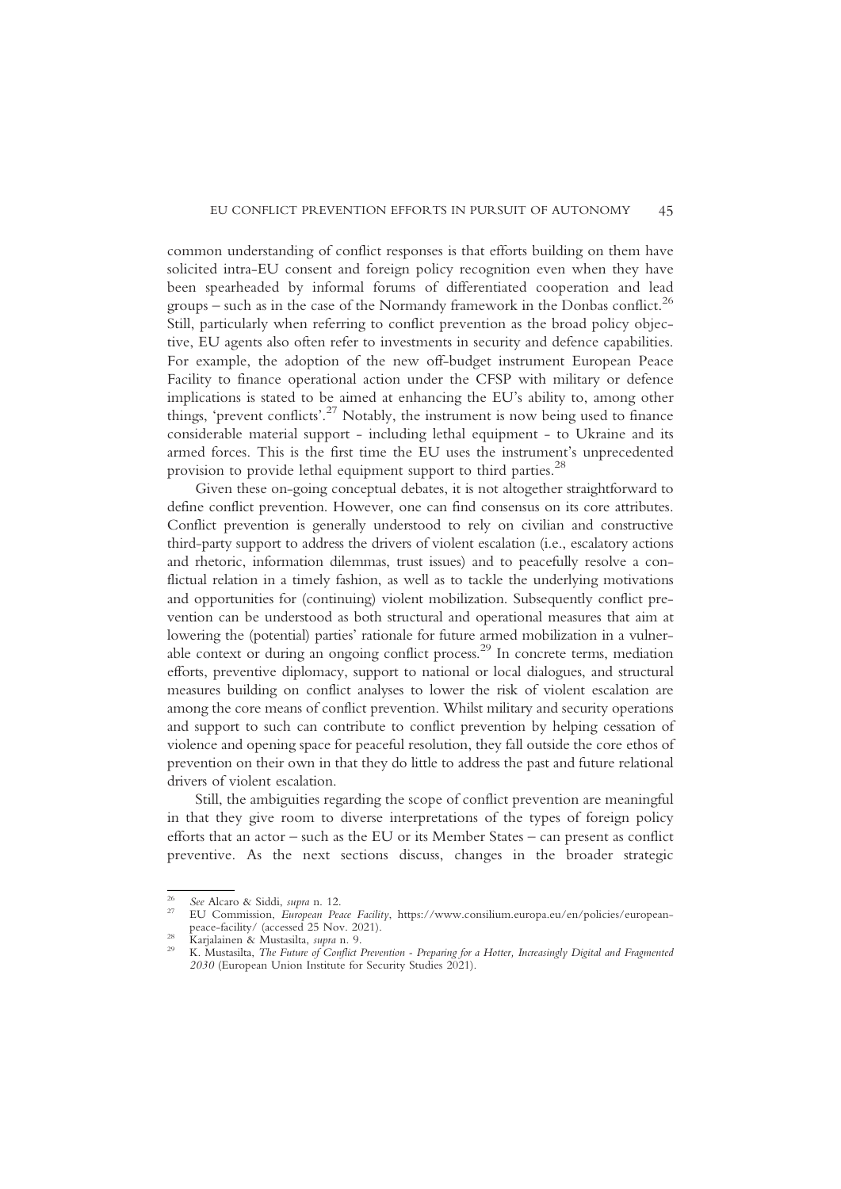common understanding of conflict responses is that efforts building on them have solicited intra-EU consent and foreign policy recognition even when they have been spearheaded by informal forums of differentiated cooperation and lead groups – such as in the case of the Normandy framework in the Donbas conflict.[26] Still, particularly when referring to conflict prevention as the broad policy objective, EU agents also often refer to investments in security and defence capabilities. For example, the adoption of the new off-budget instrument European Peace Facility to finance operational action under the CFSP with military or defence implications is stated to be aimed at enhancing the EU's ability to, among other things, 'prevent conflicts'.[27] Notably, the instrument is now being used to finance considerable material support - including lethal equipment - to Ukraine and its armed forces. This is the first time the EU uses the instrument's unprecedented provision to provide lethal equipment support to third parties.[28]

Given these on-going conceptual debates, it is not altogether straightforward to define conflict prevention. However, one can find consensus on its core attributes. Conflict prevention is generally understood to rely on civilian and constructive third-party support to address the drivers of violent escalation (i.e., escalatory actions and rhetoric, information dilemmas, trust issues) and to peacefully resolve a conflictual relation in a timely fashion, as well as to tackle the underlying motivations and opportunities for (continuing) violent mobilization. Subsequently conflict prevention can be understood as both structural and operational measures that aim at lowering the (potential) parties' rationale for future armed mobilization in a vulnerable context or during an ongoing conflict process.[29] In concrete terms, mediation efforts, preventive diplomacy, support to national or local dialogues, and structural measures building on conflict analyses to lower the risk of violent escalation are among the core means of conflict prevention. Whilst military and security operations and support to such can contribute to conflict prevention by helping cessation of violence and opening space for peaceful resolution, they fall outside the core ethos of prevention on their own in that they do little to address the past and future relational drivers of violent escalation.

Still, the ambiguities regarding the scope of conflict prevention are meaningful in that they give room to diverse interpretations of the types of foreign policy efforts that an actor – such as the EU or its Member States – can present as conflict preventive. As the next sections discuss, changes in the broader strategic

---

[26] *See* Alcaro & Siddi, *supra* n. 12.

[27] EU Commission, *European Peace Facility*, https://www.consilium.europa.eu/en/policies/european-peace-facility/ (accessed 25 Nov. 2021).

[28] Karjalainen & Mustasilta, *supra* n. 9.

[29] K. Mustasilta, *The Future of Conflict Prevention - Preparing for a Hotter, Increasingly Digital and Fragmented 2030* (European Union Institute for Security Studies 2021).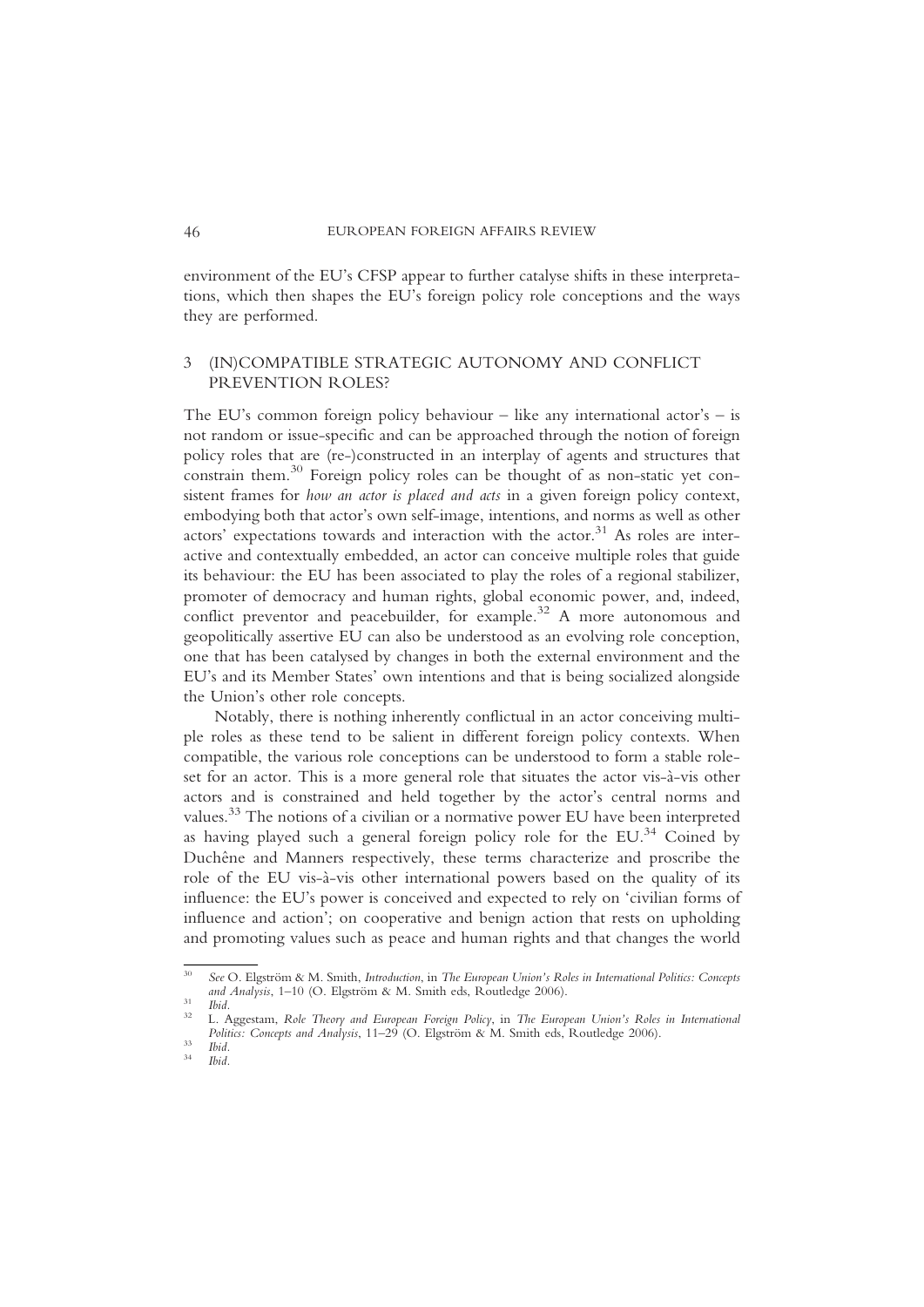environment of the EU's CFSP appear to further catalyse shifts in these interpretations, which then shapes the EU's foreign policy role conceptions and the ways they are performed.

## 3 (IN)COMPATIBLE STRATEGIC AUTONOMY AND CONFLICT PREVENTION ROLES?

The EU's common foreign policy behaviour – like any international actor's – is not random or issue-specific and can be approached through the notion of foreign policy roles that are (re-)constructed in an interplay of agents and structures that constrain them.[30] Foreign policy roles can be thought of as non-static yet consistent frames for *how an actor is placed and acts* in a given foreign policy context, embodying both that actor's own self-image, intentions, and norms as well as other actors' expectations towards and interaction with the actor.[31] As roles are interactive and contextually embedded, an actor can conceive multiple roles that guide its behaviour: the EU has been associated to play the roles of a regional stabilizer, promoter of democracy and human rights, global economic power, and, indeed, conflict preventor and peacebuilder, for example.[32] A more autonomous and geopolitically assertive EU can also be understood as an evolving role conception, one that has been catalysed by changes in both the external environment and the EU's and its Member States' own intentions and that is being socialized alongside the Union's other role concepts.

Notably, there is nothing inherently conflictual in an actor conceiving multiple roles as these tend to be salient in different foreign policy contexts. When compatible, the various role conceptions can be understood to form a stable role-set for an actor. This is a more general role that situates the actor vis-à-vis other actors and is constrained and held together by the actor's central norms and values.[33] The notions of a civilian or a normative power EU have been interpreted as having played such a general foreign policy role for the EU.[34] Coined by Duchêne and Manners respectively, these terms characterize and proscribe the role of the EU vis-à-vis other international powers based on the quality of its influence: the EU's power is conceived and expected to rely on 'civilian forms of influence and action'; on cooperative and benign action that rests on upholding and promoting values such as peace and human rights and that changes the world

---

[30] *See* O. Elgström & M. Smith, *Introduction*, in *The European Union's Roles in International Politics: Concepts and Analysis*, 1–10 (O. Elgström & M. Smith eds, Routledge 2006).

[31] *Ibid*.

[32] L. Aggestam, *Role Theory and European Foreign Policy*, in *The European Union's Roles in International Politics: Concepts and Analysis*, 11–29 (O. Elgström & M. Smith eds, Routledge 2006).

[33] *Ibid*.

[34] *Ibid*.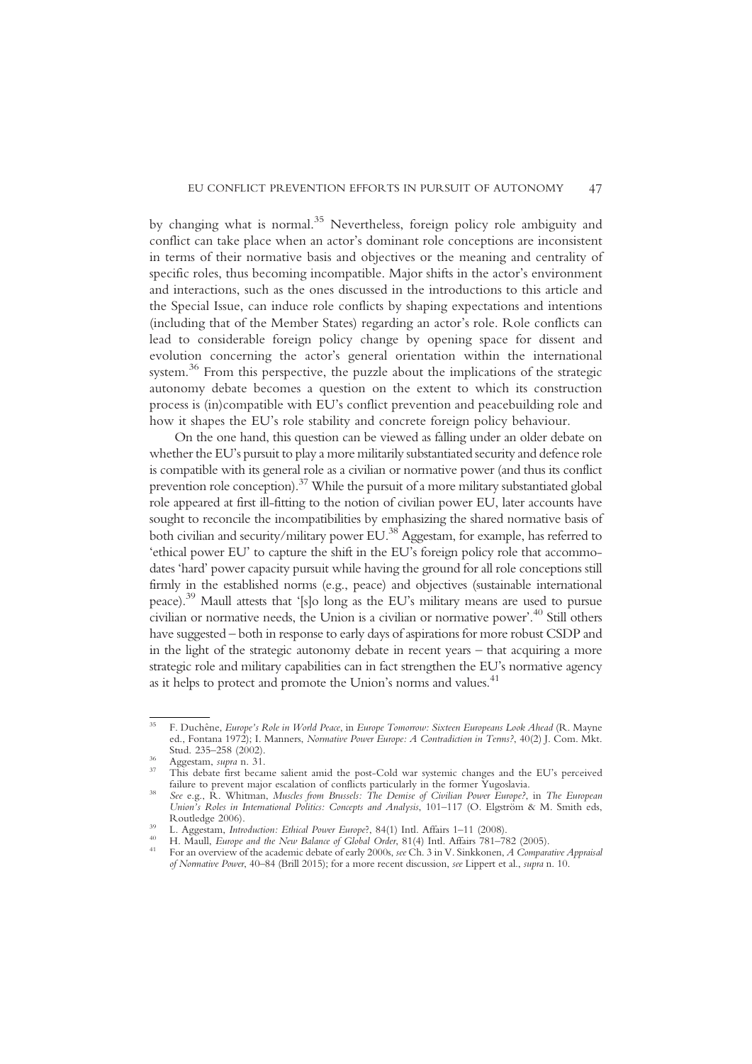by changing what is normal.[35] Nevertheless, foreign policy role ambiguity and conflict can take place when an actor's dominant role conceptions are inconsistent in terms of their normative basis and objectives or the meaning and centrality of specific roles, thus becoming incompatible. Major shifts in the actor's environment and interactions, such as the ones discussed in the introductions to this article and the Special Issue, can induce role conflicts by shaping expectations and intentions (including that of the Member States) regarding an actor's role. Role conflicts can lead to considerable foreign policy change by opening space for dissent and evolution concerning the actor's general orientation within the international system.[36] From this perspective, the puzzle about the implications of the strategic autonomy debate becomes a question on the extent to which its construction process is (in)compatible with EU's conflict prevention and peacebuilding role and how it shapes the EU's role stability and concrete foreign policy behaviour.

On the one hand, this question can be viewed as falling under an older debate on whether the EU's pursuit to play a more militarily substantiated security and defence role is compatible with its general role as a civilian or normative power (and thus its conflict prevention role conception).[37] While the pursuit of a more military substantiated global role appeared at first ill-fitting to the notion of civilian power EU, later accounts have sought to reconcile the incompatibilities by emphasizing the shared normative basis of both civilian and security/military power EU.[38] Aggestam, for example, has referred to 'ethical power EU' to capture the shift in the EU's foreign policy role that accommodates 'hard' power capacity pursuit while having the ground for all role conceptions still firmly in the established norms (e.g., peace) and objectives (sustainable international peace).[39] Maull attests that '[s]o long as the EU's military means are used to pursue civilian or normative needs, the Union is a civilian or normative power'.[40] Still others have suggested – both in response to early days of aspirations for more robust CSDP and in the light of the strategic autonomy debate in recent years – that acquiring a more strategic role and military capabilities can in fact strengthen the EU's normative agency as it helps to protect and promote the Union's norms and values.[41]

---

[35] F. Duchêne, *Europe's Role in World Peace*, in *Europe Tomorrow: Sixteen Europeans Look Ahead* (R. Mayne ed., Fontana 1972); I. Manners, *Normative Power Europe: A Contradiction in Terms?*, 40(2) J. Com. Mkt. Stud. 235–258 (2002).

[36] Aggestam, *supra* n. 31.

[37] This debate first became salient amid the post-Cold war systemic changes and the EU's perceived failure to prevent major escalation of conflicts particularly in the former Yugoslavia.

[38] *See* e.g., R. Whitman, *Muscles from Brussels: The Demise of Civilian Power Europe?*, in *The European Union's Roles in International Politics: Concepts and Analysis*, 101–117 (O. Elgström & M. Smith eds, Routledge 2006).

[39] L. Aggestam, *Introduction: Ethical Power Europe?*, 84(1) Intl. Affairs 1–11 (2008).

[40] H. Maull, *Europe and the New Balance of Global Order*, 81(4) Intl. Affairs 781–782 (2005).

[41] For an overview of the academic debate of early 2000s, *see* Ch. 3 in V. Sinkkonen, *A Comparative Appraisal of Normative Power*, 40–84 (Brill 2015); for a more recent discussion, *see* Lippert et al., *supra* n. 10.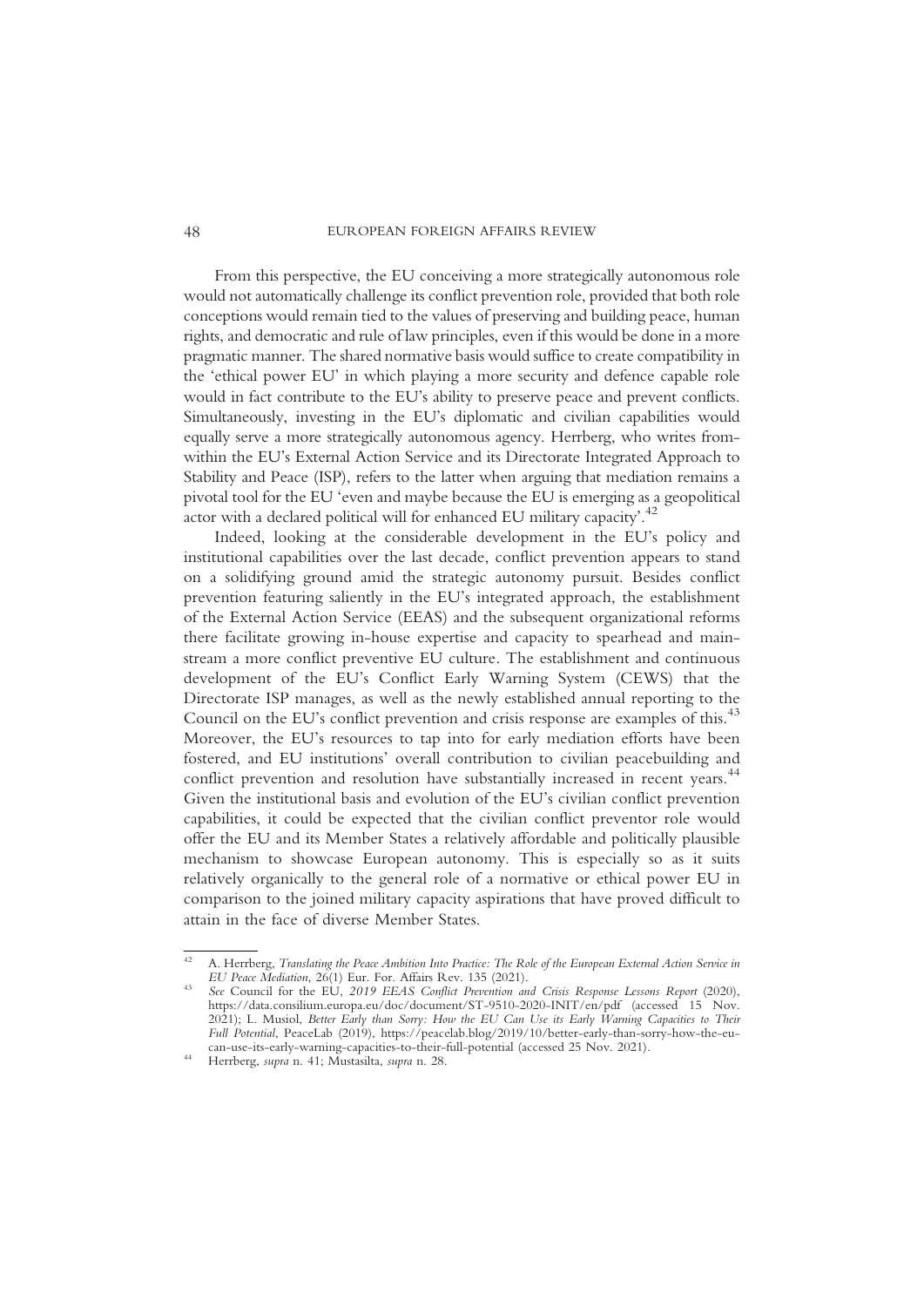From this perspective, the EU conceiving a more strategically autonomous role would not automatically challenge its conflict prevention role, provided that both role conceptions would remain tied to the values of preserving and building peace, human rights, and democratic and rule of law principles, even if this would be done in a more pragmatic manner. The shared normative basis would suffice to create compatibility in the 'ethical power EU' in which playing a more security and defence capable role would in fact contribute to the EU's ability to preserve peace and prevent conflicts. Simultaneously, investing in the EU's diplomatic and civilian capabilities would equally serve a more strategically autonomous agency. Herrberg, who writes from-within the EU's External Action Service and its Directorate Integrated Approach to Stability and Peace (ISP), refers to the latter when arguing that mediation remains a pivotal tool for the EU 'even and maybe because the EU is emerging as a geopolitical actor with a declared political will for enhanced EU military capacity'.[42]

Indeed, looking at the considerable development in the EU's policy and institutional capabilities over the last decade, conflict prevention appears to stand on a solidifying ground amid the strategic autonomy pursuit. Besides conflict prevention featuring saliently in the EU's integrated approach, the establishment of the External Action Service (EEAS) and the subsequent organizational reforms there facilitate growing in-house expertise and capacity to spearhead and mainstream a more conflict preventive EU culture. The establishment and continuous development of the EU's Conflict Early Warning System (CEWS) that the Directorate ISP manages, as well as the newly established annual reporting to the Council on the EU's conflict prevention and crisis response are examples of this.[43] Moreover, the EU's resources to tap into for early mediation efforts have been fostered, and EU institutions' overall contribution to civilian peacebuilding and conflict prevention and resolution have substantially increased in recent years.[44] Given the institutional basis and evolution of the EU's civilian conflict prevention capabilities, it could be expected that the civilian conflict preventor role would offer the EU and its Member States a relatively affordable and politically plausible mechanism to showcase European autonomy. This is especially so as it suits relatively organically to the general role of a normative or ethical power EU in comparison to the joined military capacity aspirations that have proved difficult to attain in the face of diverse Member States.

---

[42] A. Herrberg, *Translating the Peace Ambition Into Practice: The Role of the European External Action Service in EU Peace Mediation*, 26(1) Eur. For. Affairs Rev. 135 (2021).

[43] *See* Council for the EU, *2019 EEAS Conflict Prevention and Crisis Response Lessons Report* (2020), https://data.consilium.europa.eu/doc/document/ST-9510-2020-INIT/en/pdf (accessed 15 Nov. 2021); L. Musiol, *Better Early than Sorry: How the EU Can Use its Early Warning Capacities to Their Full Potential*, PeaceLab (2019), https://peacelab.blog/2019/10/better-early-than-sorry-how-the-eu-can-use-its-early-warning-capacities-to-their-full-potential (accessed 25 Nov. 2021).

[44] Herrberg, *supra* n. 41; Mustasilta, *supra* n. 28.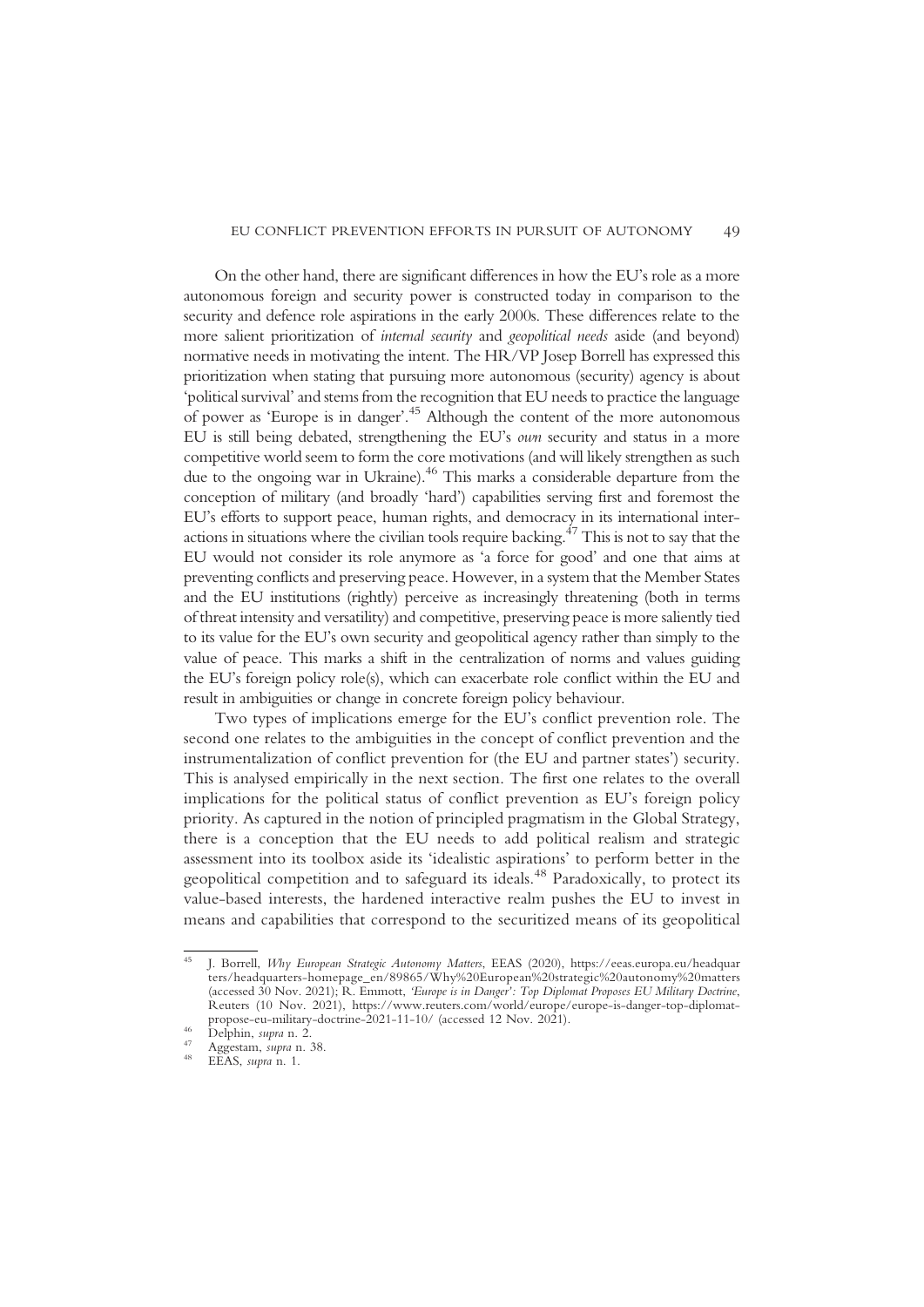On the other hand, there are significant differences in how the EU's role as a more autonomous foreign and security power is constructed today in comparison to the security and defence role aspirations in the early 2000s. These differences relate to the more salient prioritization of *internal security* and *geopolitical needs* aside (and beyond) normative needs in motivating the intent. The HR/VP Josep Borrell has expressed this prioritization when stating that pursuing more autonomous (security) agency is about 'political survival' and stems from the recognition that EU needs to practice the language of power as 'Europe is in danger'.[45] Although the content of the more autonomous EU is still being debated, strengthening the EU's *own* security and status in a more competitive world seem to form the core motivations (and will likely strengthen as such due to the ongoing war in Ukraine).[46] This marks a considerable departure from the conception of military (and broadly 'hard') capabilities serving first and foremost the EU's efforts to support peace, human rights, and democracy in its international interactions in situations where the civilian tools require backing.[47] This is not to say that the EU would not consider its role anymore as 'a force for good' and one that aims at preventing conflicts and preserving peace. However, in a system that the Member States and the EU institutions (rightly) perceive as increasingly threatening (both in terms of threat intensity and versatility) and competitive, preserving peace is more saliently tied to its value for the EU's own security and geopolitical agency rather than simply to the value of peace. This marks a shift in the centralization of norms and values guiding the EU's foreign policy role(s), which can exacerbate role conflict within the EU and result in ambiguities or change in concrete foreign policy behaviour.

Two types of implications emerge for the EU's conflict prevention role. The second one relates to the ambiguities in the concept of conflict prevention and the instrumentalization of conflict prevention for (the EU and partner states') security. This is analysed empirically in the next section. The first one relates to the overall implications for the political status of conflict prevention as EU's foreign policy priority. As captured in the notion of principled pragmatism in the Global Strategy, there is a conception that the EU needs to add political realism and strategic assessment into its toolbox aside its 'idealistic aspirations' to perform better in the geopolitical competition and to safeguard its ideals.[48] Paradoxically, to protect its value-based interests, the hardened interactive realm pushes the EU to invest in means and capabilities that correspond to the securitized means of its geopolitical

---

[45] J. Borrell, *Why European Strategic Autonomy Matters*, EEAS (2020), https://eeas.europa.eu/headquarters/headquarters-homepage_en/89865/Why%20European%20strategic%20autonomy%20matters (accessed 30 Nov. 2021); R. Emmott, *'Europe is in Danger': Top Diplomat Proposes EU Military Doctrine*, Reuters (10 Nov. 2021), https://www.reuters.com/world/europe/europe-is-danger-top-diplomat-propose-eu-military-doctrine-2021-11-10/ (accessed 12 Nov. 2021).

[46] Delphin, *supra* n. 2.

[47] Aggestam, *supra* n. 38.

[48] EEAS, *supra* n. 1.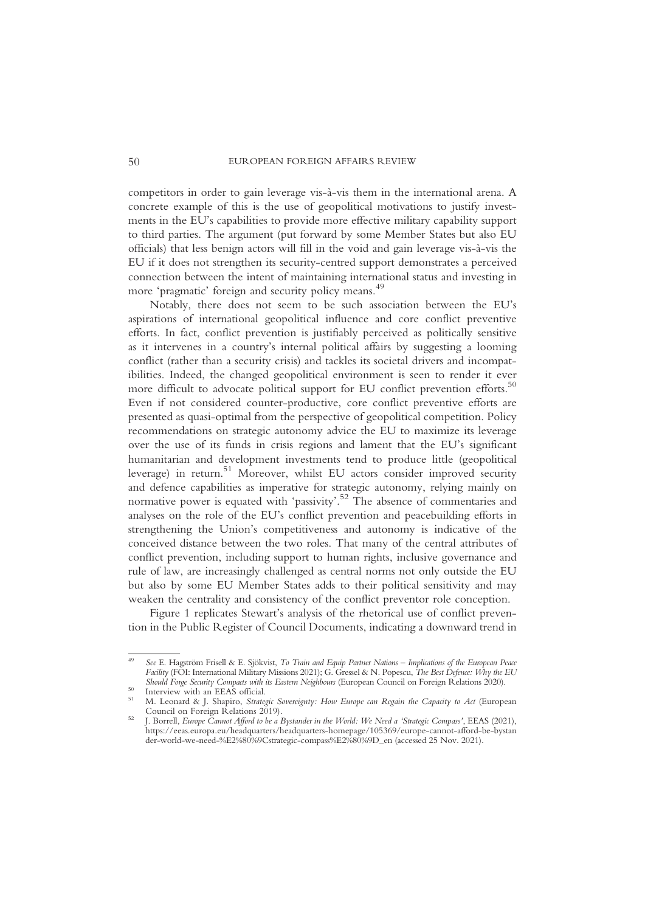competitors in order to gain leverage vis-à-vis them in the international arena. A concrete example of this is the use of geopolitical motivations to justify investments in the EU's capabilities to provide more effective military capability support to third parties. The argument (put forward by some Member States but also EU officials) that less benign actors will fill in the void and gain leverage vis-à-vis the EU if it does not strengthen its security-centred support demonstrates a perceived connection between the intent of maintaining international status and investing in more 'pragmatic' foreign and security policy means.[49]

Notably, there does not seem to be such association between the EU's aspirations of international geopolitical influence and core conflict preventive efforts. In fact, conflict prevention is justifiably perceived as politically sensitive as it intervenes in a country's internal political affairs by suggesting a looming conflict (rather than a security crisis) and tackles its societal drivers and incompatibilities. Indeed, the changed geopolitical environment is seen to render it ever more difficult to advocate political support for EU conflict prevention efforts.[50] Even if not considered counter-productive, core conflict preventive efforts are presented as quasi-optimal from the perspective of geopolitical competition. Policy recommendations on strategic autonomy advice the EU to maximize its leverage over the use of its funds in crisis regions and lament that the EU's significant humanitarian and development investments tend to produce little (geopolitical leverage) in return.[51] Moreover, whilst EU actors consider improved security and defence capabilities as imperative for strategic autonomy, relying mainly on normative power is equated with 'passivity'.[52] The absence of commentaries and analyses on the role of the EU's conflict prevention and peacebuilding efforts in strengthening the Union's competitiveness and autonomy is indicative of the conceived distance between the two roles. That many of the central attributes of conflict prevention, including support to human rights, inclusive governance and rule of law, are increasingly challenged as central norms not only outside the EU but also by some EU Member States adds to their political sensitivity and may weaken the centrality and consistency of the conflict preventor role conception.

Figure 1 replicates Stewart's analysis of the rhetorical use of conflict prevention in the Public Register of Council Documents, indicating a downward trend in

---

[49] *See* E. Hagström Frisell & E. Sjökvist, *To Train and Equip Partner Nations – Implications of the European Peace Facility* (FOI: International Military Missions 2021); G. Gressel & N. Popescu, *The Best Defence: Why the EU Should Forge Security Compacts with its Eastern Neighbours* (European Council on Foreign Relations 2020).

[50] Interview with an EEAS official.

[51] M. Leonard & J. Shapiro, *Strategic Sovereignty: How Europe can Regain the Capacity to Act* (European Council on Foreign Relations 2019).

[52] J. Borrell, *Europe Cannot Afford to be a Bystander in the World: We Need a 'Strategic Compass'*, EEAS (2021), https://eeas.europa.eu/headquarters/headquarters-homepage/105369/europe-cannot-afford-be-bystander-world-we-need-%E2%80%9Cstrategic-compass%E2%80%9D_en (accessed 25 Nov. 2021).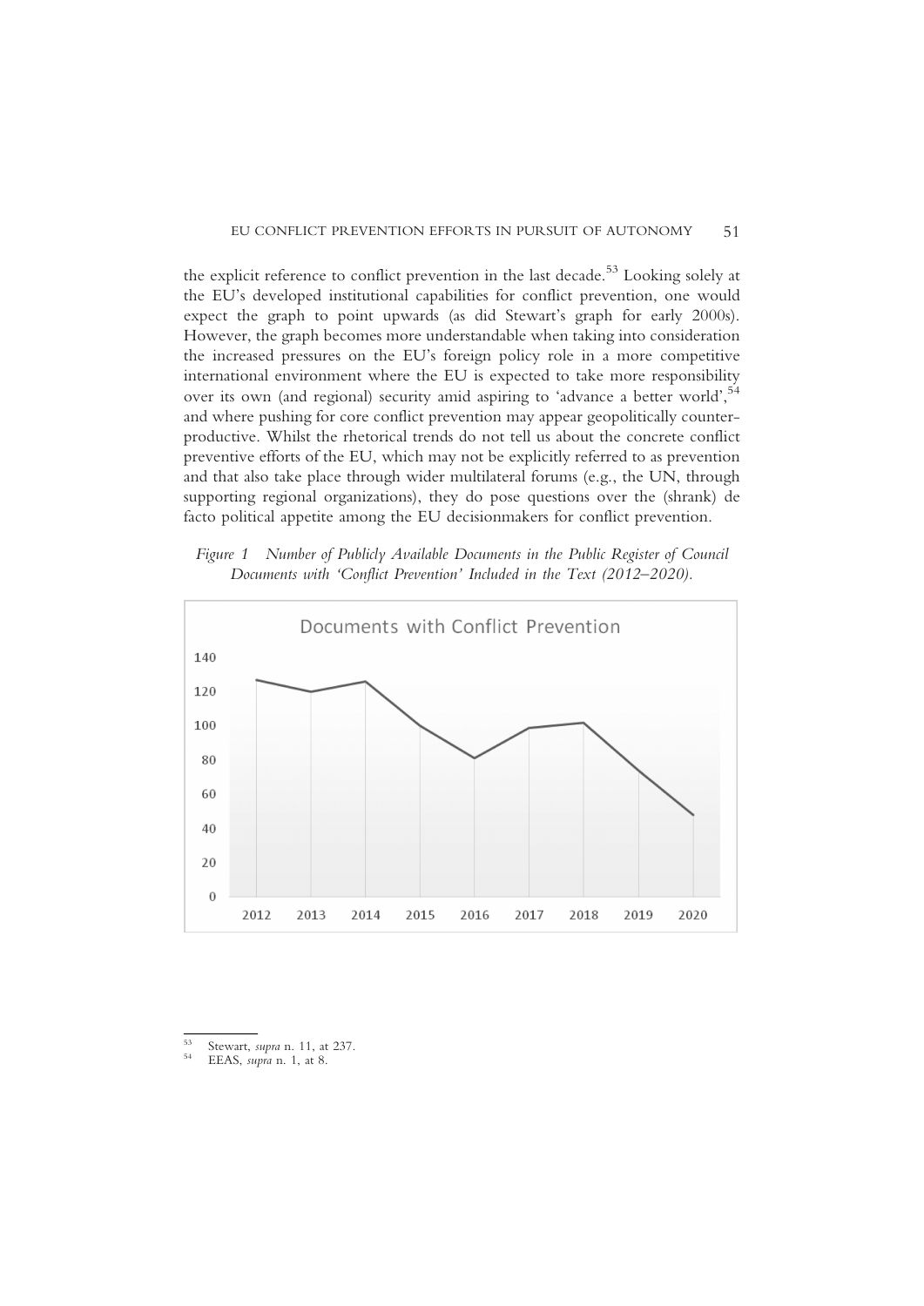the explicit reference to conflict prevention in the last decade.[53] Looking solely at the EU's developed institutional capabilities for conflict prevention, one would expect the graph to point upwards (as did Stewart's graph for early 2000s). However, the graph becomes more understandable when taking into consideration the increased pressures on the EU's foreign policy role in a more competitive international environment where the EU is expected to take more responsibility over its own (and regional) security amid aspiring to 'advance a better world',[54] and where pushing for core conflict prevention may appear geopolitically counter-productive. Whilst the rhetorical trends do not tell us about the concrete conflict preventive efforts of the EU, which may not be explicitly referred to as prevention and that also take place through wider multilateral forums (e.g., the UN, through supporting regional organizations), they do pose questions over the (shrank) de facto political appetite among the EU decisionmakers for conflict prevention.

*Figure 1 Number of Publicly Available Documents in the Public Register of Council Documents with 'Conflict Prevention' Included in the Text (2012–2020).*

Documents with Conflict Prevention

[53] Stewart, *supra* n. 11, at 237.

[54] EEAS, *supra* n. 1, at 8.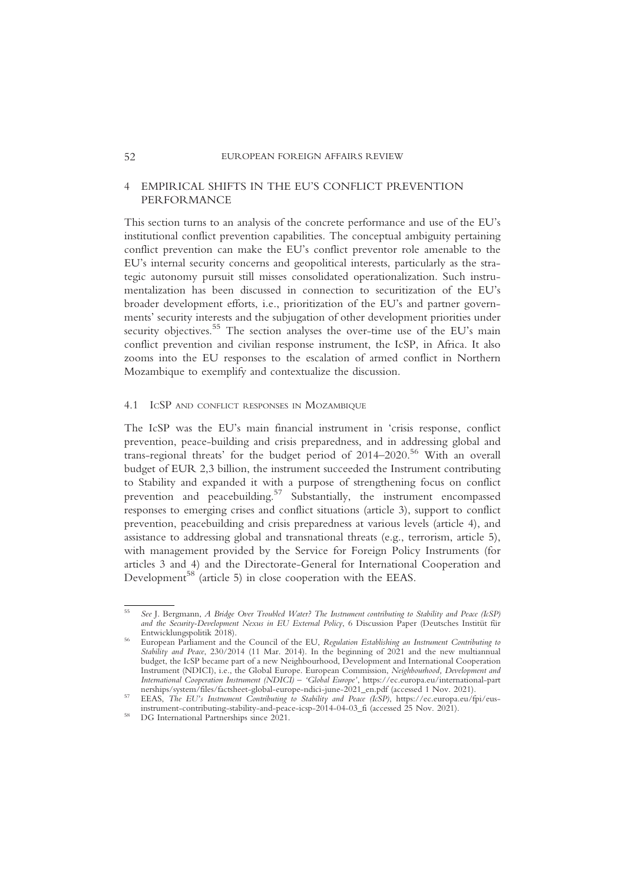## 4 EMPIRICAL SHIFTS IN THE EU'S CONFLICT PREVENTION PERFORMANCE

This section turns to an analysis of the concrete performance and use of the EU's institutional conflict prevention capabilities. The conceptual ambiguity pertaining conflict prevention can make the EU's conflict preventor role amenable to the EU's internal security concerns and geopolitical interests, particularly as the strategic autonomy pursuit still misses consolidated operationalization. Such instrumentalization has been discussed in connection to securitization of the EU's broader development efforts, i.e., prioritization of the EU's and partner governments' security interests and the subjugation of other development priorities under security objectives.[55] The section analyses the over-time use of the EU's main conflict prevention and civilian response instrument, the IcSP, in Africa. It also zooms into the EU responses to the escalation of armed conflict in Northern Mozambique to exemplify and contextualize the discussion.

### 4.1 IcSP and conflict responses in Mozambique

The IcSP was the EU's main financial instrument in 'crisis response, conflict prevention, peace-building and crisis preparedness, and in addressing global and trans-regional threats' for the budget period of 2014–2020.[56] With an overall budget of EUR 2,3 billion, the instrument succeeded the Instrument contributing to Stability and expanded it with a purpose of strengthening focus on conflict prevention and peacebuilding.[57] Substantially, the instrument encompassed responses to emerging crises and conflict situations (article 3), support to conflict prevention, peacebuilding and crisis preparedness at various levels (article 4), and assistance to addressing global and transnational threats (e.g., terrorism, article 5), with management provided by the Service for Foreign Policy Instruments (for articles 3 and 4) and the Directorate-General for International Cooperation and Development[58] (article 5) in close cooperation with the EEAS.

---

[55] *See* J. Bergmann, *A Bridge Over Troubled Water? The Instrument contributing to Stability and Peace (IcSP) and the Security-Development Nexus in EU External Policy*, 6 Discussion Paper (Deutsches Institüt für Entwicklungspolitik 2018).

[56] European Parliament and the Council of the EU, *Regulation Establishing an Instrument Contributing to Stability and Peace*, 230/2014 (11 Mar. 2014). In the beginning of 2021 and the new multiannual budget, the IcSP became part of a new Neighbourhood, Development and International Cooperation Instrument (NDICI), i.e., the Global Europe. European Commission, *Neighbourhood, Development and International Cooperation Instrument (NDICI) – 'Global Europe'*, https://ec.europa.eu/international-partnerships/system/files/factsheet-global-europe-ndici-june-2021_en.pdf (accessed 1 Nov. 2021).

[57] EEAS, *The EU's Instrument Contributing to Stability and Peace (IcSP)*, https://ec.europa.eu/fpi/eus-instrument-contributing-stability-and-peace-icsp-2014-04-03_fi (accessed 25 Nov. 2021).

[58] DG International Partnerships since 2021.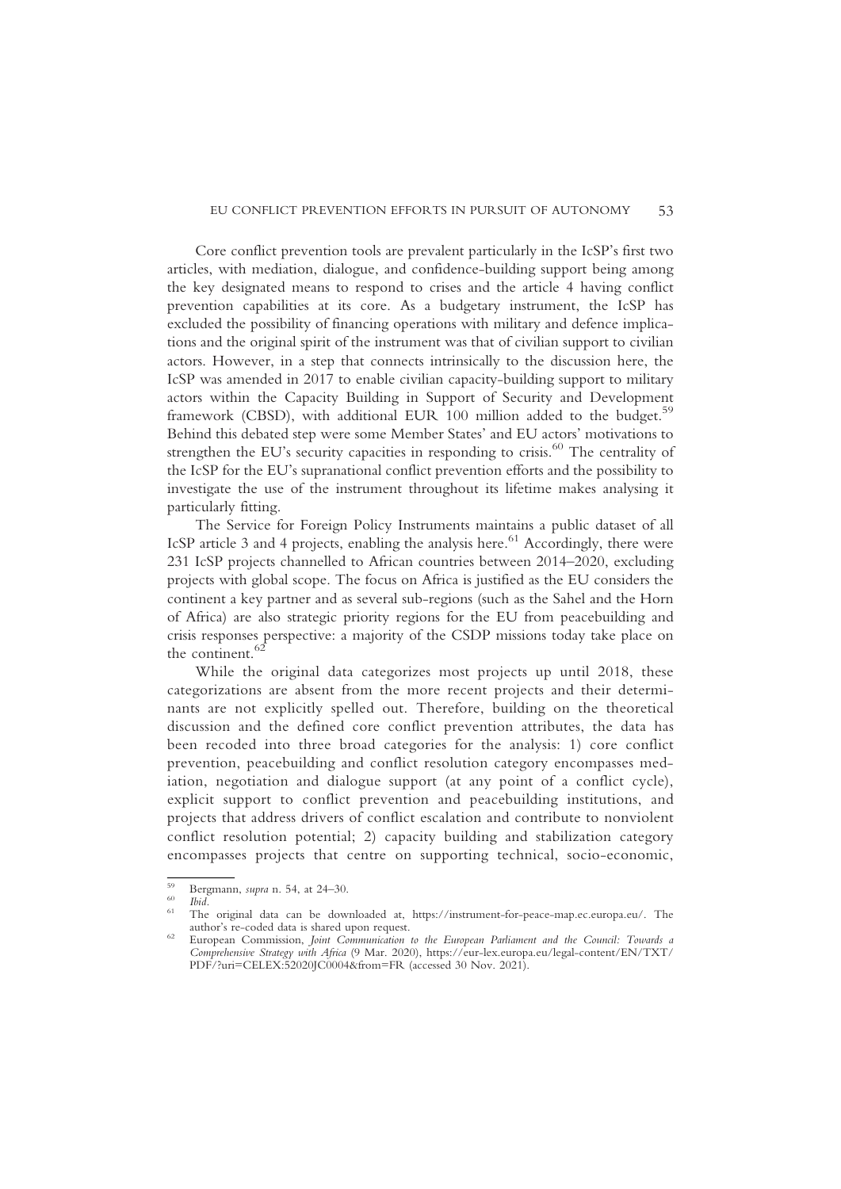Core conflict prevention tools are prevalent particularly in the IcSP's first two articles, with mediation, dialogue, and confidence-building support being among the key designated means to respond to crises and the article 4 having conflict prevention capabilities at its core. As a budgetary instrument, the IcSP has excluded the possibility of financing operations with military and defence implications and the original spirit of the instrument was that of civilian support to civilian actors. However, in a step that connects intrinsically to the discussion here, the IcSP was amended in 2017 to enable civilian capacity-building support to military actors within the Capacity Building in Support of Security and Development framework (CBSD), with additional EUR 100 million added to the budget.[59] Behind this debated step were some Member States' and EU actors' motivations to strengthen the EU's security capacities in responding to crisis.[60] The centrality of the IcSP for the EU's supranational conflict prevention efforts and the possibility to investigate the use of the instrument throughout its lifetime makes analysing it particularly fitting.

The Service for Foreign Policy Instruments maintains a public dataset of all IcSP article 3 and 4 projects, enabling the analysis here.[61] Accordingly, there were 231 IcSP projects channelled to African countries between 2014–2020, excluding projects with global scope. The focus on Africa is justified as the EU considers the continent a key partner and as several sub-regions (such as the Sahel and the Horn of Africa) are also strategic priority regions for the EU from peacebuilding and crisis responses perspective: a majority of the CSDP missions today take place on the continent.[62]

While the original data categorizes most projects up until 2018, these categorizations are absent from the more recent projects and their determinants are not explicitly spelled out. Therefore, building on the theoretical discussion and the defined core conflict prevention attributes, the data has been recoded into three broad categories for the analysis: 1) core conflict prevention, peacebuilding and conflict resolution category encompasses mediation, negotiation and dialogue support (at any point of a conflict cycle), explicit support to conflict prevention and peacebuilding institutions, and projects that address drivers of conflict escalation and contribute to nonviolent conflict resolution potential; 2) capacity building and stabilization category encompasses projects that centre on supporting technical, socio-economic,

[59] Bergmann, *supra* n. 54, at 24–30.

[60] *Ibid*.

[61] The original data can be downloaded at, https://instrument-for-peace-map.ec.europa.eu/. The author's re-coded data is shared upon request.

[62] European Commission, *Joint Communication to the European Parliament and the Council: Towards a Comprehensive Strategy with Africa* (9 Mar. 2020), https://eur-lex.europa.eu/legal-content/EN/TXT/PDF/?uri=CELEX:52020JC0004&from=FR (accessed 30 Nov. 2021).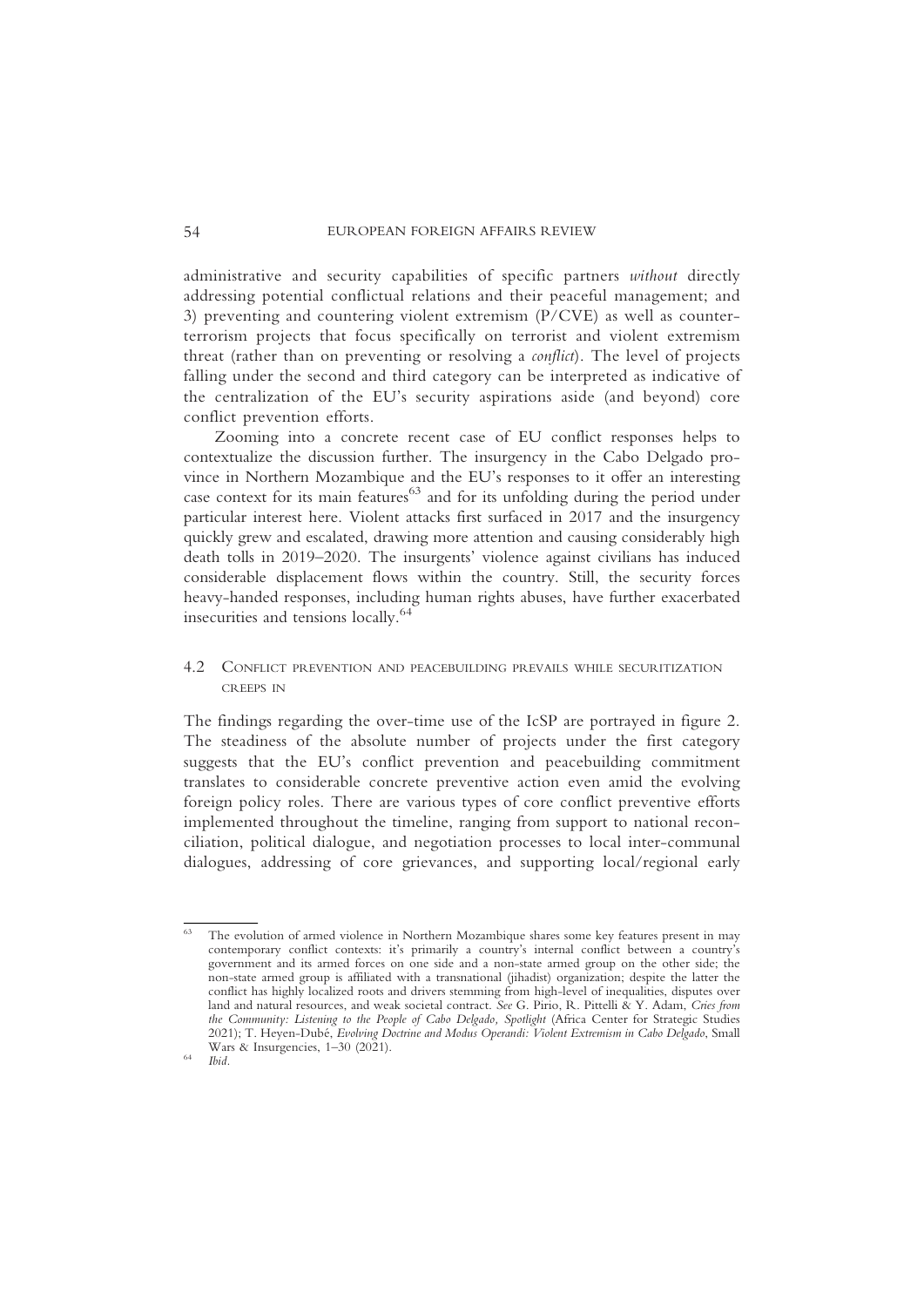administrative and security capabilities of specific partners *without* directly addressing potential conflictual relations and their peaceful management; and 3) preventing and countering violent extremism (P/CVE) as well as counter-terrorism projects that focus specifically on terrorist and violent extremism threat (rather than on preventing or resolving a *conflict*). The level of projects falling under the second and third category can be interpreted as indicative of the centralization of the EU's security aspirations aside (and beyond) core conflict prevention efforts.

Zooming into a concrete recent case of EU conflict responses helps to contextualize the discussion further. The insurgency in the Cabo Delgado province in Northern Mozambique and the EU's responses to it offer an interesting case context for its main features[63] and for its unfolding during the period under particular interest here. Violent attacks first surfaced in 2017 and the insurgency quickly grew and escalated, drawing more attention and causing considerably high death tolls in 2019–2020. The insurgents' violence against civilians has induced considerable displacement flows within the country. Still, the security forces heavy-handed responses, including human rights abuses, have further exacerbated insecurities and tensions locally.[64]

### 4.2 Conflict prevention and peacebuilding prevails while securitization creeps in

The findings regarding the over-time use of the IcSP are portrayed in figure 2. The steadiness of the absolute number of projects under the first category suggests that the EU's conflict prevention and peacebuilding commitment translates to considerable concrete preventive action even amid the evolving foreign policy roles. There are various types of core conflict preventive efforts implemented throughout the timeline, ranging from support to national reconciliation, political dialogue, and negotiation processes to local inter-communal dialogues, addressing of core grievances, and supporting local/regional early

---

[63] The evolution of armed violence in Northern Mozambique shares some key features present in may contemporary conflict contexts: it's primarily a country's internal conflict between a country's government and its armed forces on one side and a non-state armed group on the other side; the non-state armed group is affiliated with a transnational (jihadist) organization; despite the latter the conflict has highly localized roots and drivers stemming from high-level of inequalities, disputes over land and natural resources, and weak societal contract. *See* G. Pirio, R. Pittelli & Y. Adam, *Cries from the Community: Listening to the People of Cabo Delgado, Spotlight* (Africa Center for Strategic Studies 2021); T. Heyen-Dubé, *Evolving Doctrine and Modus Operandi: Violent Extremism in Cabo Delgado*, Small Wars & Insurgencies, 1–30 (2021).

[64] *Ibid*.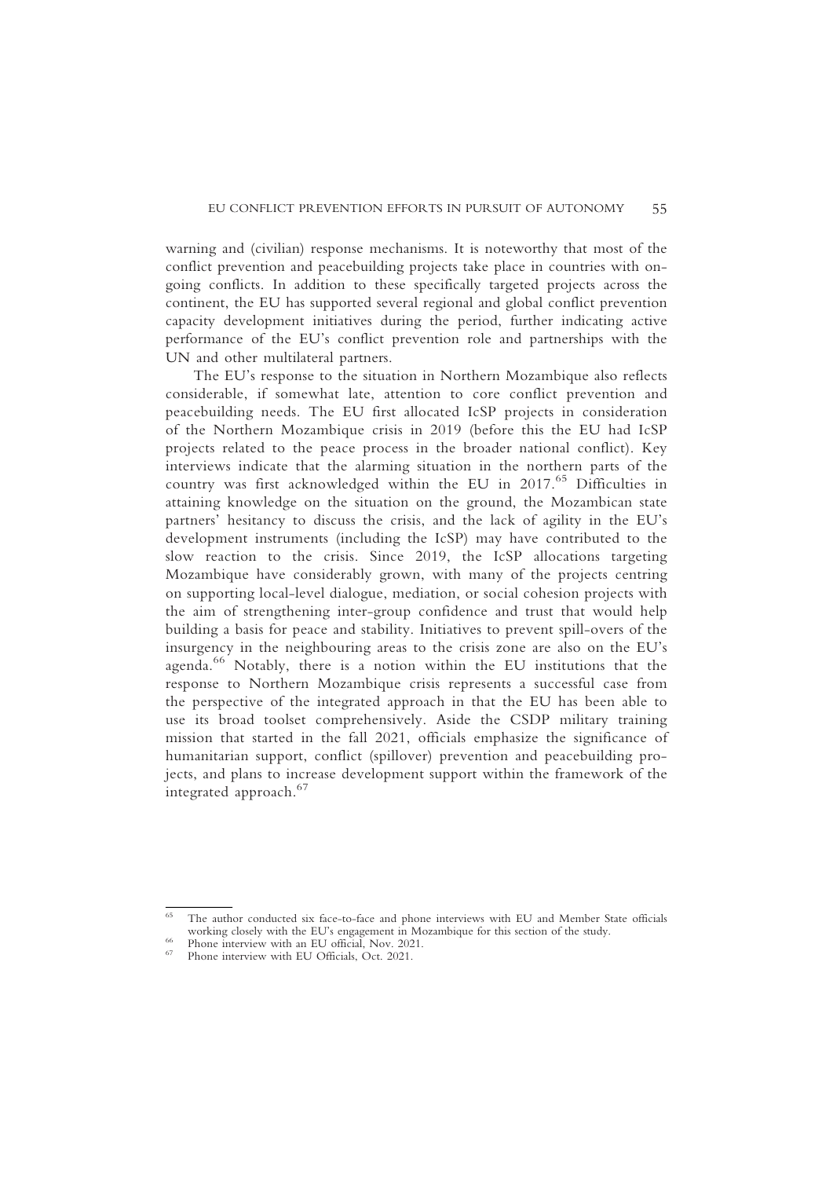warning and (civilian) response mechanisms. It is noteworthy that most of the conflict prevention and peacebuilding projects take place in countries with ongoing conflicts. In addition to these specifically targeted projects across the continent, the EU has supported several regional and global conflict prevention capacity development initiatives during the period, further indicating active performance of the EU's conflict prevention role and partnerships with the UN and other multilateral partners.

The EU's response to the situation in Northern Mozambique also reflects considerable, if somewhat late, attention to core conflict prevention and peacebuilding needs. The EU first allocated IcSP projects in consideration of the Northern Mozambique crisis in 2019 (before this the EU had IcSP projects related to the peace process in the broader national conflict). Key interviews indicate that the alarming situation in the northern parts of the country was first acknowledged within the EU in 2017.[65] Difficulties in attaining knowledge on the situation on the ground, the Mozambican state partners' hesitancy to discuss the crisis, and the lack of agility in the EU's development instruments (including the IcSP) may have contributed to the slow reaction to the crisis. Since 2019, the IcSP allocations targeting Mozambique have considerably grown, with many of the projects centring on supporting local-level dialogue, mediation, or social cohesion projects with the aim of strengthening inter-group confidence and trust that would help building a basis for peace and stability. Initiatives to prevent spill-overs of the insurgency in the neighbouring areas to the crisis zone are also on the EU's agenda.[66] Notably, there is a notion within the EU institutions that the response to Northern Mozambique crisis represents a successful case from the perspective of the integrated approach in that the EU has been able to use its broad toolset comprehensively. Aside the CSDP military training mission that started in the fall 2021, officials emphasize the significance of humanitarian support, conflict (spillover) prevention and peacebuilding projects, and plans to increase development support within the framework of the integrated approach.[67]

---

[65] The author conducted six face-to-face and phone interviews with EU and Member State officials working closely with the EU's engagement in Mozambique for this section of the study.

[66] Phone interview with an EU official, Nov. 2021.

[67] Phone interview with EU Officials, Oct. 2021.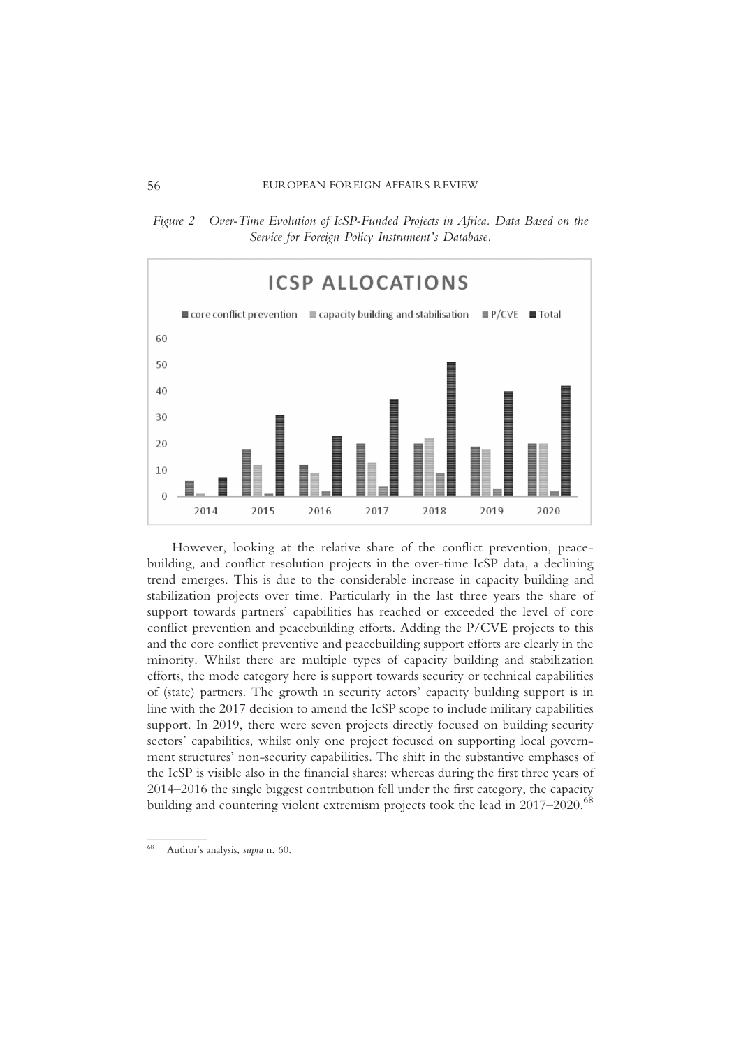*Figure 2 Over-Time Evolution of IcSP-Funded Projects in Africa. Data Based on the Service for Foreign Policy Instrument's Database.*

However, looking at the relative share of the conflict prevention, peacebuilding, and conflict resolution projects in the over-time IcSP data, a declining trend emerges. This is due to the considerable increase in capacity building and stabilization projects over time. Particularly in the last three years the share of support towards partners' capabilities has reached or exceeded the level of core conflict prevention and peacebuilding efforts. Adding the P/CVE projects to this and the core conflict preventive and peacebuilding support efforts are clearly in the minority. Whilst there are multiple types of capacity building and stabilization efforts, the mode category here is support towards security or technical capabilities of (state) partners. The growth in security actors' capacity building support is in line with the 2017 decision to amend the IcSP scope to include military capabilities support. In 2019, there were seven projects directly focused on building security sectors' capabilities, whilst only one project focused on supporting local government structures' non-security capabilities. The shift in the substantive emphases of the IcSP is visible also in the financial shares: whereas during the first three years of 2014–2016 the single biggest contribution fell under the first category, the capacity building and countering violent extremism projects took the lead in 2017–2020.[68]

[68] Author's analysis, *supra* n. 60.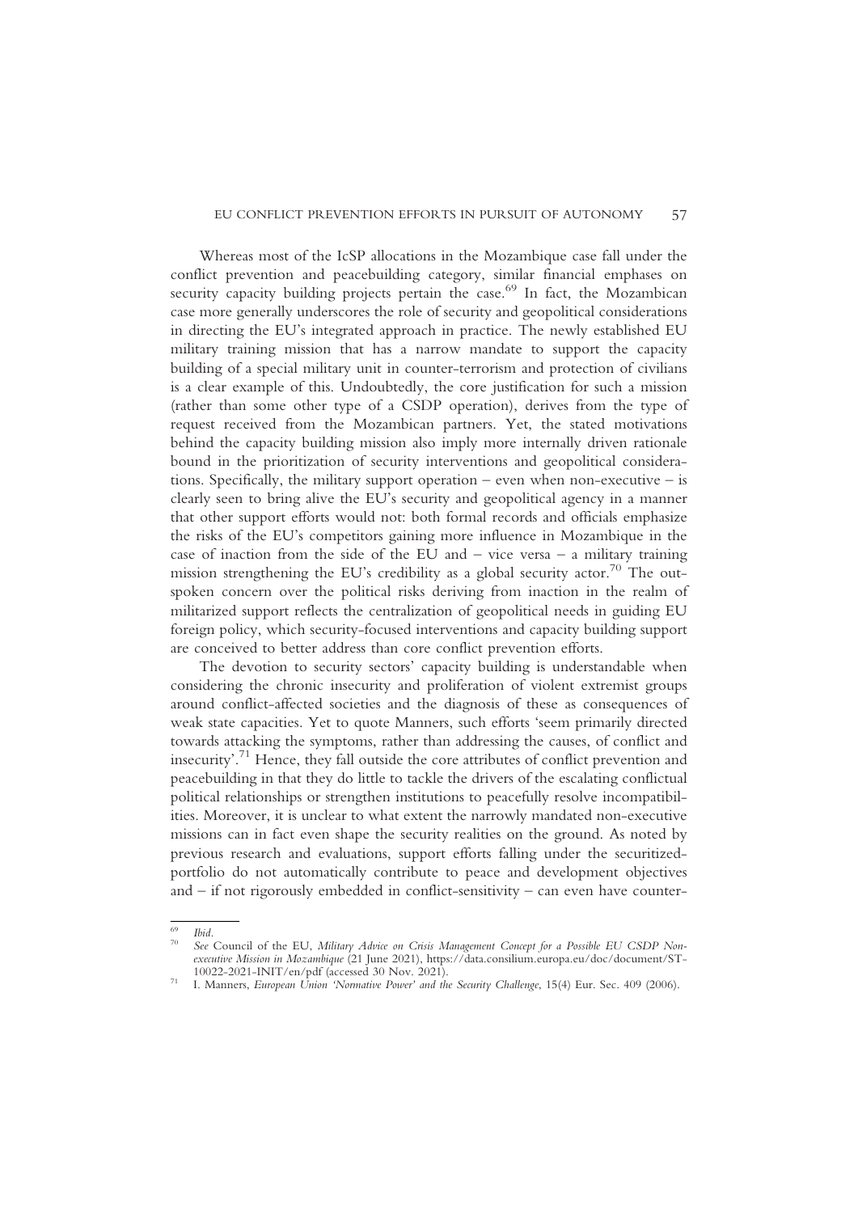Whereas most of the IcSP allocations in the Mozambique case fall under the conflict prevention and peacebuilding category, similar financial emphases on security capacity building projects pertain the case.[69] In fact, the Mozambican case more generally underscores the role of security and geopolitical considerations in directing the EU's integrated approach in practice. The newly established EU military training mission that has a narrow mandate to support the capacity building of a special military unit in counter-terrorism and protection of civilians is a clear example of this. Undoubtedly, the core justification for such a mission (rather than some other type of a CSDP operation), derives from the type of request received from the Mozambican partners. Yet, the stated motivations behind the capacity building mission also imply more internally driven rationale bound in the prioritization of security interventions and geopolitical considerations. Specifically, the military support operation – even when non-executive – is clearly seen to bring alive the EU's security and geopolitical agency in a manner that other support efforts would not: both formal records and officials emphasize the risks of the EU's competitors gaining more influence in Mozambique in the case of inaction from the side of the EU and – vice versa – a military training mission strengthening the EU's credibility as a global security actor.[70] The outspoken concern over the political risks deriving from inaction in the realm of militarized support reflects the centralization of geopolitical needs in guiding EU foreign policy, which security-focused interventions and capacity building support are conceived to better address than core conflict prevention efforts.

The devotion to security sectors' capacity building is understandable when considering the chronic insecurity and proliferation of violent extremist groups around conflict-affected societies and the diagnosis of these as consequences of weak state capacities. Yet to quote Manners, such efforts 'seem primarily directed towards attacking the symptoms, rather than addressing the causes, of conflict and insecurity'.[71] Hence, they fall outside the core attributes of conflict prevention and peacebuilding in that they do little to tackle the drivers of the escalating conflictual political relationships or strengthen institutions to peacefully resolve incompatibilities. Moreover, it is unclear to what extent the narrowly mandated non-executive missions can in fact even shape the security realities on the ground. As noted by previous research and evaluations, support efforts falling under the securitized-portfolio do not automatically contribute to peace and development objectives and – if not rigorously embedded in conflict-sensitivity – can even have counter-

---

[69] *Ibid.*

[70] *See* Council of the EU, *Military Advice on Crisis Management Concept for a Possible EU CSDP Non-executive Mission in Mozambique* (21 June 2021), https://data.consilium.europa.eu/doc/document/ST-10022-2021-INIT/en/pdf (accessed 30 Nov. 2021).

[71] I. Manners, *European Union 'Normative Power' and the Security Challenge*, 15(4) Eur. Sec. 409 (2006).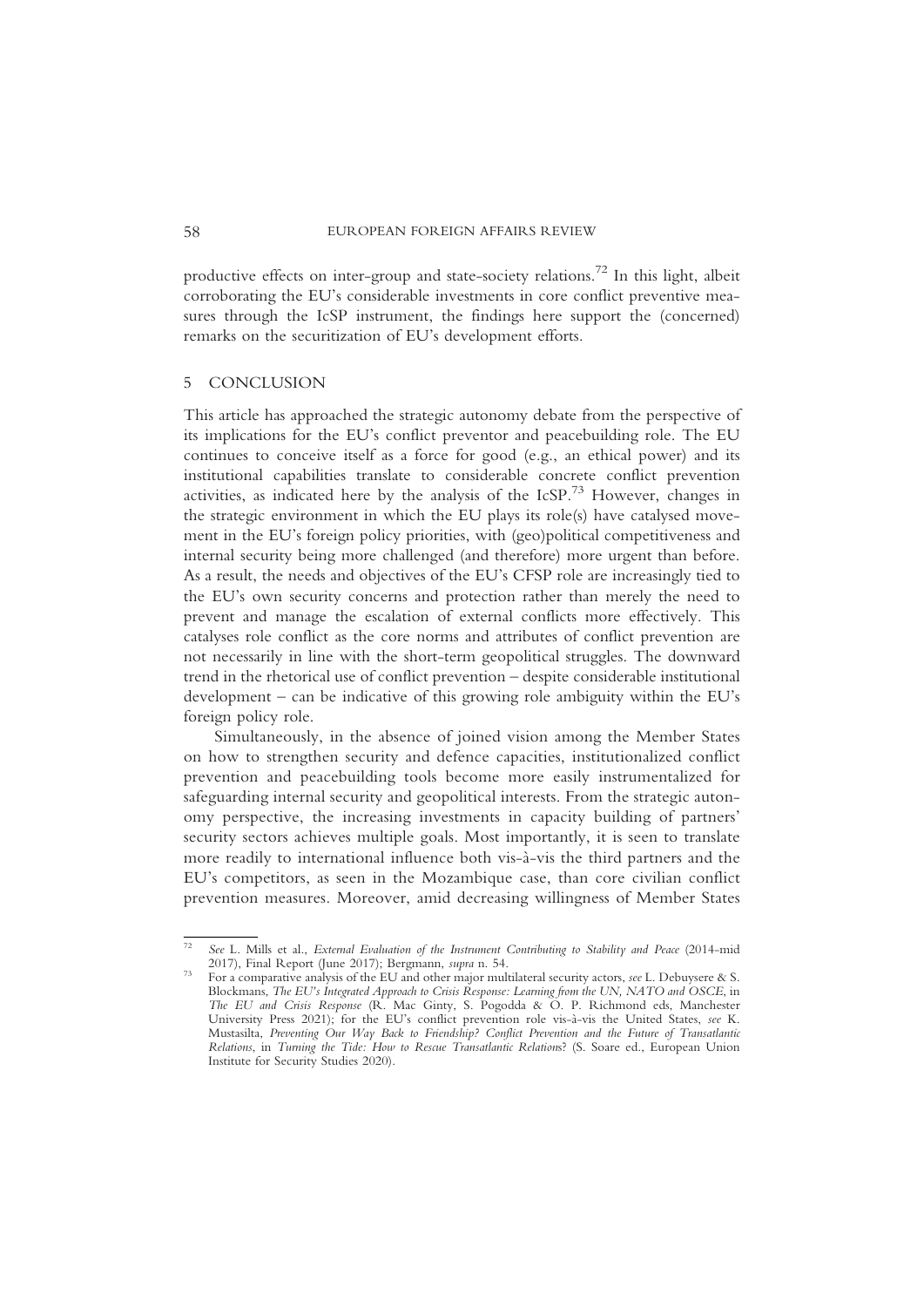productive effects on inter-group and state-society relations.[72] In this light, albeit corroborating the EU's considerable investments in core conflict preventive measures through the IcSP instrument, the findings here support the (concerned) remarks on the securitization of EU's development efforts.

## 5 CONCLUSION

This article has approached the strategic autonomy debate from the perspective of its implications for the EU's conflict preventor and peacebuilding role. The EU continues to conceive itself as a force for good (e.g., an ethical power) and its institutional capabilities translate to considerable concrete conflict prevention activities, as indicated here by the analysis of the IcSP.[73] However, changes in the strategic environment in which the EU plays its role(s) have catalysed movement in the EU's foreign policy priorities, with (geo)political competitiveness and internal security being more challenged (and therefore) more urgent than before. As a result, the needs and objectives of the EU's CFSP role are increasingly tied to the EU's own security concerns and protection rather than merely the need to prevent and manage the escalation of external conflicts more effectively. This catalyses role conflict as the core norms and attributes of conflict prevention are not necessarily in line with the short-term geopolitical struggles. The downward trend in the rhetorical use of conflict prevention – despite considerable institutional development – can be indicative of this growing role ambiguity within the EU's foreign policy role.

Simultaneously, in the absence of joined vision among the Member States on how to strengthen security and defence capacities, institutionalized conflict prevention and peacebuilding tools become more easily instrumentalized for safeguarding internal security and geopolitical interests. From the strategic autonomy perspective, the increasing investments in capacity building of partners' security sectors achieves multiple goals. Most importantly, it is seen to translate more readily to international influence both vis-à-vis the third partners and the EU's competitors, as seen in the Mozambique case, than core civilian conflict prevention measures. Moreover, amid decreasing willingness of Member States

---

[72] *See* L. Mills et al., *External Evaluation of the Instrument Contributing to Stability and Peace* (2014-mid 2017), Final Report (June 2017); Bergmann, *supra* n. 54.

[73] For a comparative analysis of the EU and other major multilateral security actors, *see* L. Debuysere & S. Blockmans, *The EU's Integrated Approach to Crisis Response: Learning from the UN, NATO and OSCE*, in *The EU and Crisis Response* (R. Mac Ginty, S. Pogodda & O. P. Richmond eds, Manchester University Press 2021); for the EU's conflict prevention role vis-à-vis the United States, *see* K. Mustasilta, *Preventing Our Way Back to Friendship? Conflict Prevention and the Future of Transatlantic Relations*, in *Turning the Tide: How to Rescue Transatlantic Relations*? (S. Soare ed., European Union Institute for Security Studies 2020).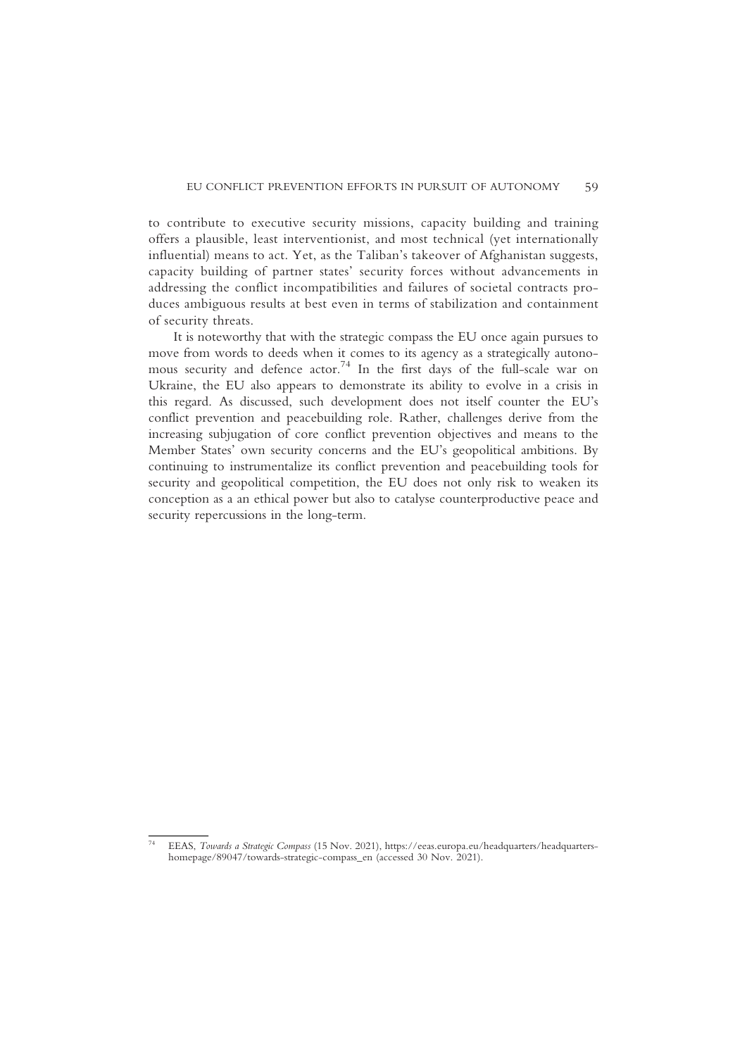to contribute to executive security missions, capacity building and training offers a plausible, least interventionist, and most technical (yet internationally influential) means to act. Yet, as the Taliban's takeover of Afghanistan suggests, capacity building of partner states' security forces without advancements in addressing the conflict incompatibilities and failures of societal contracts produces ambiguous results at best even in terms of stabilization and containment of security threats.

It is noteworthy that with the strategic compass the EU once again pursues to move from words to deeds when it comes to its agency as a strategically autonomous security and defence actor.[74] In the first days of the full-scale war on Ukraine, the EU also appears to demonstrate its ability to evolve in a crisis in this regard. As discussed, such development does not itself counter the EU's conflict prevention and peacebuilding role. Rather, challenges derive from the increasing subjugation of core conflict prevention objectives and means to the Member States' own security concerns and the EU's geopolitical ambitions. By continuing to instrumentalize its conflict prevention and peacebuilding tools for security and geopolitical competition, the EU does not only risk to weaken its conception as a an ethical power but also to catalyse counterproductive peace and security repercussions in the long-term.

---

[74] EEAS, *Towards a Strategic Compass* (15 Nov. 2021), https://eeas.europa.eu/headquarters/headquarters-homepage/89047/towards-strategic-compass_en (accessed 30 Nov. 2021).